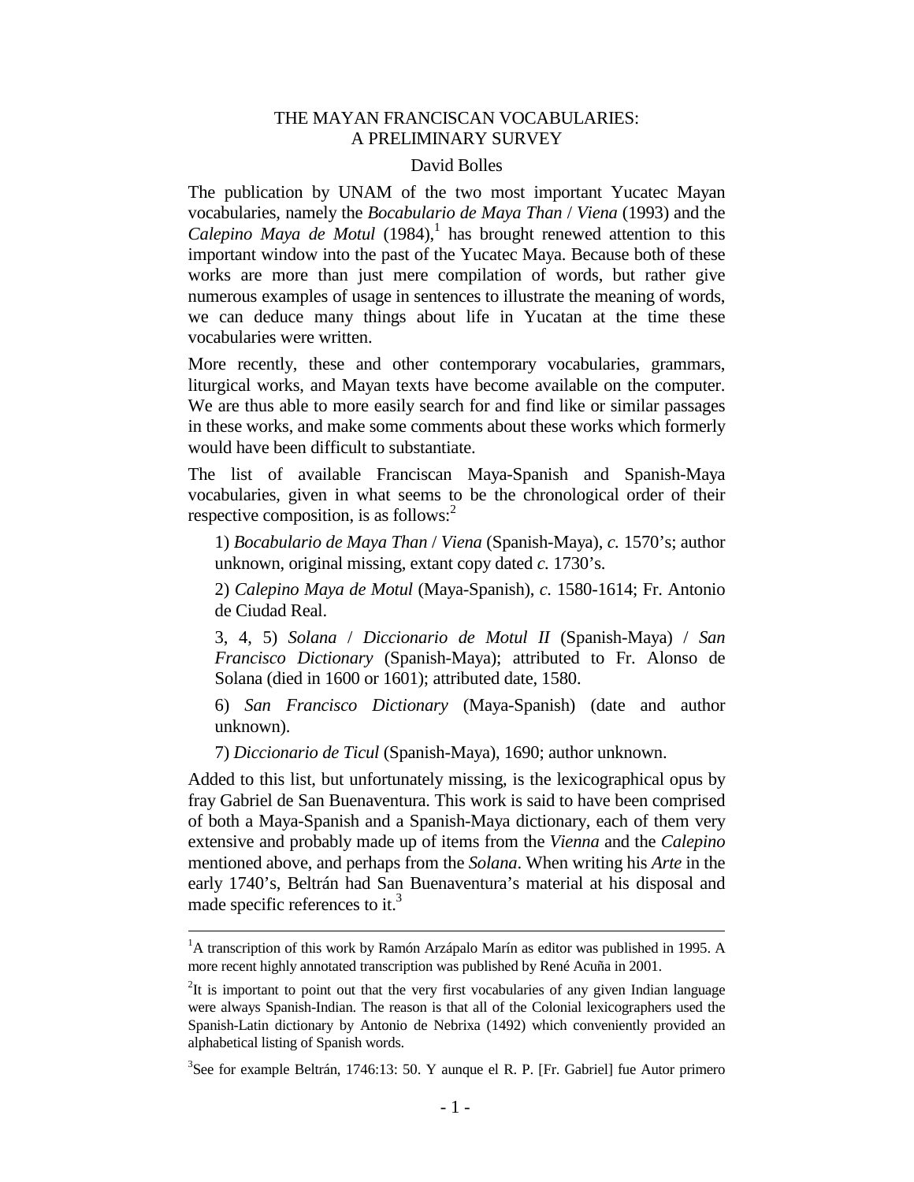# THE MAYAN FRANCISCAN VOCABULARIES: A PRELIMINARY SURVEY

David Bolles

The publication by UNAM of the two most important Yucatec Mayan vocabularies, namely the *Bocabulario de Maya Than* / *Viena* (1993) and the *Calepino Maya de Motul* (1984),[1] has brought renewed attention to this important window into the past of the Yucatec Maya. Because both of these works are more than just mere compilation of words, but rather give numerous examples of usage in sentences to illustrate the meaning of words, we can deduce many things about life in Yucatan at the time these vocabularies were written.

More recently, these and other contemporary vocabularies, grammars, liturgical works, and Mayan texts have become available on the computer. We are thus able to more easily search for and find like or similar passages in these works, and make some comments about these works which formerly would have been difficult to substantiate.

The list of available Franciscan Maya-Spanish and Spanish-Maya vocabularies, given in what seems to be the chronological order of their respective composition, is as follows:[2]

1) *Bocabulario de Maya Than* / *Viena* (Spanish-Maya), *c.* 1570's; author unknown, original missing, extant copy dated *c.* 1730's.

2) *Calepino Maya de Motul* (Maya-Spanish), *c.* 1580-1614; Fr. Antonio de Ciudad Real.

3, 4, 5) *Solana* / *Diccionario de Motul II* (Spanish-Maya) / *San Francisco Dictionary* (Spanish-Maya); attributed to Fr. Alonso de Solana (died in 1600 or 1601); attributed date, 1580.

6) *San Francisco Dictionary* (Maya-Spanish) (date and author unknown).

7) *Diccionario de Ticul* (Spanish-Maya), 1690; author unknown.

Added to this list, but unfortunately missing, is the lexicographical opus by fray Gabriel de San Buenaventura. This work is said to have been comprised of both a Maya-Spanish and a Spanish-Maya dictionary, each of them very extensive and probably made up of items from the *Vienna* and the *Calepino* mentioned above, and perhaps from the *Solana*. When writing his *Arte* in the early 1740's, Beltrán had San Buenaventura's material at his disposal and made specific references to it.[3]

---

[1] A transcription of this work by Ramón Arzápalo Marín as editor was published in 1995. A more recent highly annotated transcription was published by René Acuña in 2001.

[2] It is important to point out that the very first vocabularies of any given Indian language were always Spanish-Indian. The reason is that all of the Colonial lexicographers used the Spanish-Latin dictionary by Antonio de Nebrixa (1492) which conveniently provided an alphabetical listing of Spanish words.

[3] See for example Beltrán, 1746:13: 50. Y aunque el R. P. [Fr. Gabriel] fue Autor primero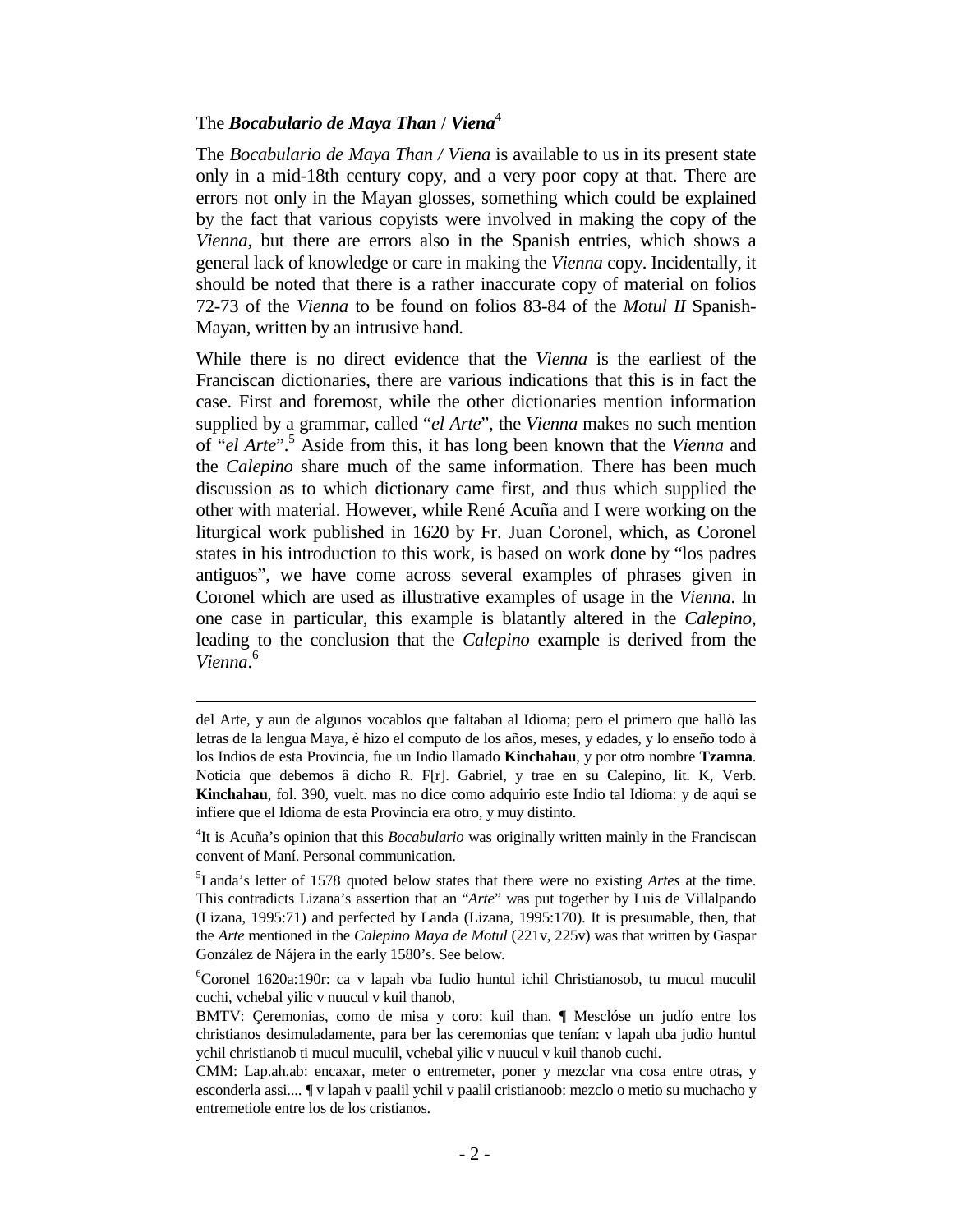## The *Bocabulario de Maya Than* / *Viena*[4]

The *Bocabulario de Maya Than / Viena* is available to us in its present state only in a mid-18th century copy, and a very poor copy at that. There are errors not only in the Mayan glosses, something which could be explained by the fact that various copyists were involved in making the copy of the *Vienna*, but there are errors also in the Spanish entries, which shows a general lack of knowledge or care in making the *Vienna* copy. Incidentally, it should be noted that there is a rather inaccurate copy of material on folios 72-73 of the *Vienna* to be found on folios 83-84 of the *Motul II* Spanish-Mayan, written by an intrusive hand.

While there is no direct evidence that the *Vienna* is the earliest of the Franciscan dictionaries, there are various indications that this is in fact the case. First and foremost, while the other dictionaries mention information supplied by a grammar, called "*el Arte*", the *Vienna* makes no such mention of "*el Arte*".[5] Aside from this, it has long been known that the *Vienna* and the *Calepino* share much of the same information. There has been much discussion as to which dictionary came first, and thus which supplied the other with material. However, while René Acuña and I were working on the liturgical work published in 1620 by Fr. Juan Coronel, which, as Coronel states in his introduction to this work, is based on work done by "los padres antiguos", we have come across several examples of phrases given in Coronel which are used as illustrative examples of usage in the *Vienna*. In one case in particular, this example is blatantly altered in the *Calepino*, leading to the conclusion that the *Calepino* example is derived from the *Vienna*.[6]

---

del Arte, y aun de algunos vocablos que faltaban al Idioma; pero el primero que hallò las letras de la lengua Maya, è hizo el computo de los años, meses, y edades, y lo enseño todo à los Indios de esta Provincia, fue un Indio llamado **Kinchahau**, y por otro nombre **Tzamna**. Noticia que debemos â dicho R. F[r]. Gabriel, y trae en su Calepino, lit. K, Verb. **Kinchahau**, fol. 390, vuelt. mas no dice como adquirio este Indio tal Idioma: y de aqui se infiere que el Idioma de esta Provincia era otro, y muy distinto.

[4]It is Acuña's opinion that this *Bocabulario* was originally written mainly in the Franciscan convent of Maní. Personal communication.

[5]Landa's letter of 1578 quoted below states that there were no existing *Artes* at the time. This contradicts Lizana's assertion that an "*Arte*" was put together by Luis de Villalpando (Lizana, 1995:71) and perfected by Landa (Lizana, 1995:170). It is presumable, then, that the *Arte* mentioned in the *Calepino Maya de Motul* (221v, 225v) was that written by Gaspar González de Nájera in the early 1580's. See below.

[6]Coronel 1620a:190r: ca v lapah vba Iudio huntul ichil Christianosob, tu mucul muculil cuchi, vchebal yilic v nuucul v kuil thanob,

BMTV: Çeremonias, como de misa y coro: kuil than. ¶ Mesclóse un judío entre los christianos desimuladamente, para ber las ceremonias que tenían: v lapah uba judio huntul ychil christianob ti mucul muculil, vchebal yilic v nuucul v kuil thanob cuchi.

CMM: Lap.ah.ab: encaxar, meter o entremeter, poner y mezclar vna cosa entre otras, y esconderla assi.... ¶ v lapah v paalil ychil v paalil cristianoob: mezclo o metio su muchacho y entremetiole entre los de los cristianos.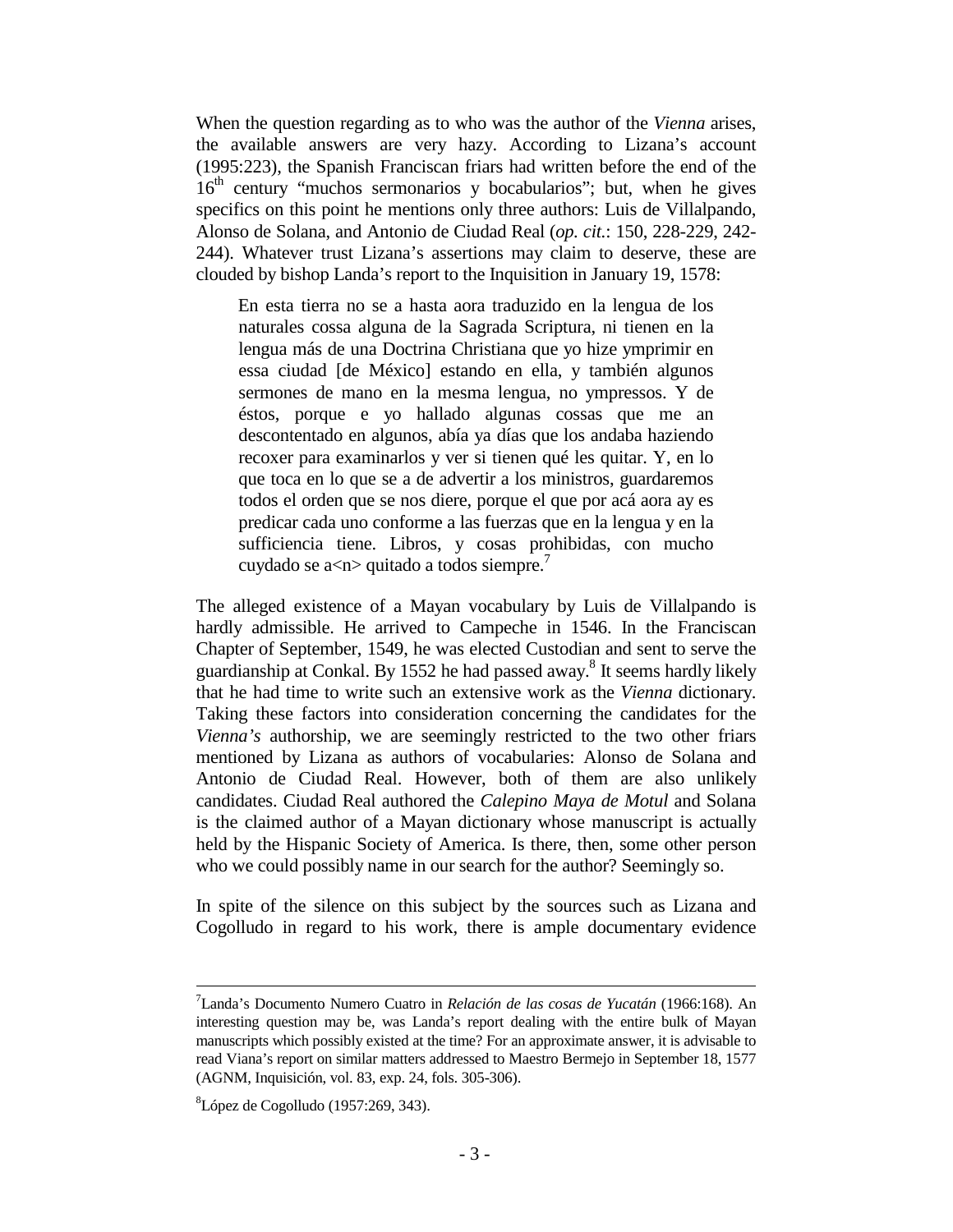When the question regarding as to who was the author of the *Vienna* arises, the available answers are very hazy. According to Lizana's account (1995:223), the Spanish Franciscan friars had written before the end of the 16th century "muchos sermonarios y bocabularios"; but, when he gives specifics on this point he mentions only three authors: Luis de Villalpando, Alonso de Solana, and Antonio de Ciudad Real (*op. cit.*: 150, 228-229, 242-244). Whatever trust Lizana's assertions may claim to deserve, these are clouded by bishop Landa's report to the Inquisition in January 19, 1578:

> En esta tierra no se a hasta aora traduzido en la lengua de los naturales cossa alguna de la Sagrada Scriptura, ni tienen en la lengua más de una Doctrina Christiana que yo hize ymprimir en essa ciudad [de México] estando en ella, y también algunos sermones de mano en la mesma lengua, no ympressos. Y de éstos, porque e yo hallado algunas cossas que me an descontentado en algunos, abía ya días que los andaba haziendo recoxer para examinarlos y ver si tienen qué les quitar. Y, en lo que toca en lo que se a de advertir a los ministros, guardaremos todos el orden que se nos diere, porque el que por acá aora ay es predicar cada uno conforme a las fuerzas que en la lengua y en la sufficiencia tiene. Libros, y cosas prohibidas, con mucho cuydado se a<n> quitado a todos siempre.[7]

The alleged existence of a Mayan vocabulary by Luis de Villalpando is hardly admissible. He arrived to Campeche in 1546. In the Franciscan Chapter of September, 1549, he was elected Custodian and sent to serve the guardianship at Conkal. By 1552 he had passed away.[8] It seems hardly likely that he had time to write such an extensive work as the *Vienna* dictionary. Taking these factors into consideration concerning the candidates for the *Vienna's* authorship, we are seemingly restricted to the two other friars mentioned by Lizana as authors of vocabularies: Alonso de Solana and Antonio de Ciudad Real. However, both of them are also unlikely candidates. Ciudad Real authored the *Calepino Maya de Motul* and Solana is the claimed author of a Mayan dictionary whose manuscript is actually held by the Hispanic Society of America. Is there, then, some other person who we could possibly name in our search for the author? Seemingly so.

In spite of the silence on this subject by the sources such as Lizana and Cogolludo in regard to his work, there is ample documentary evidence

---

[7] Landa's Documento Numero Cuatro in *Relación de las cosas de Yucatán* (1966:168). An interesting question may be, was Landa's report dealing with the entire bulk of Mayan manuscripts which possibly existed at the time? For an approximate answer, it is advisable to read Viana's report on similar matters addressed to Maestro Bermejo in September 18, 1577 (AGNM, Inquisición, vol. 83, exp. 24, fols. 305-306).

[8] López de Cogolludo (1957:269, 343).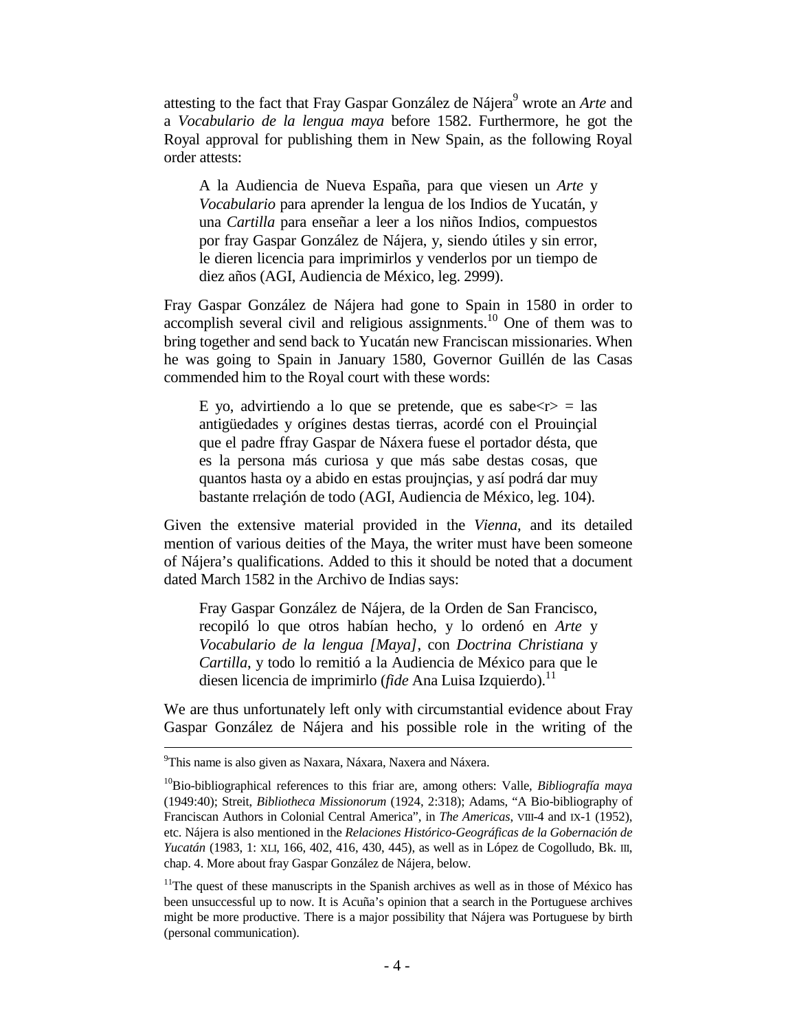attesting to the fact that Fray Gaspar González de Nájera[9] wrote an *Arte* and a *Vocabulario de la lengua maya* before 1582. Furthermore, he got the Royal approval for publishing them in New Spain, as the following Royal order attests:

> A la Audiencia de Nueva España, para que viesen un *Arte* y *Vocabulario* para aprender la lengua de los Indios de Yucatán, y una *Cartilla* para enseñar a leer a los niños Indios, compuestos por fray Gaspar González de Nájera, y, siendo útiles y sin error, le dieren licencia para imprimirlos y venderlos por un tiempo de diez años (AGI, Audiencia de México, leg. 2999).

Fray Gaspar González de Nájera had gone to Spain in 1580 in order to accomplish several civil and religious assignments.[10] One of them was to bring together and send back to Yucatán new Franciscan missionaries. When he was going to Spain in January 1580, Governor Guillén de las Casas commended him to the Royal court with these words:

> E yo, advirtiendo a lo que se pretende, que es sabe<r> = las antigüedades y orígines destas tierras, acordé con el Prouinçial que el padre ffray Gaspar de Náxera fuese el portador désta, que es la persona más curiosa y que más sabe destas cosas, que quantos hasta oy a abido en estas proujnçias, y así podrá dar muy bastante rrelación de todo (AGI, Audiencia de México, leg. 104).

Given the extensive material provided in the *Vienna*, and its detailed mention of various deities of the Maya, the writer must have been someone of Nájera's qualifications. Added to this it should be noted that a document dated March 1582 in the Archivo de Indias says:

> Fray Gaspar González de Nájera, de la Orden de San Francisco, recopiló lo que otros habían hecho, y lo ordenó en *Arte* y *Vocabulario de la lengua [Maya]*, con *Doctrina Christiana* y *Cartilla*, y todo lo remitió a la Audiencia de México para que le diesen licencia de imprimirlo (*fide* Ana Luisa Izquierdo).[11]

We are thus unfortunately left only with circumstantial evidence about Fray Gaspar González de Nájera and his possible role in the writing of the

---

[9]This name is also given as Naxara, Náxara, Naxera and Náxera.

[10]Bio-bibliographical references to this friar are, among others: Valle, *Bibliografía maya* (1949:40); Streit, *Bibliotheca Missionorum* (1924, 2:318); Adams, "A Bio-bibliography of Franciscan Authors in Colonial Central America", in *The Americas*, VIII-4 and IX-1 (1952), etc. Nájera is also mentioned in the *Relaciones Histórico-Geográficas de la Gobernación de Yucatán* (1983, 1: XLI, 166, 402, 416, 430, 445), as well as in López de Cogolludo, Bk. III, chap. 4. More about fray Gaspar González de Nájera, below.

[11]The quest of these manuscripts in the Spanish archives as well as in those of México has been unsuccessful up to now. It is Acuña's opinion that a search in the Portuguese archives might be more productive. There is a major possibility that Nájera was Portuguese by birth (personal communication).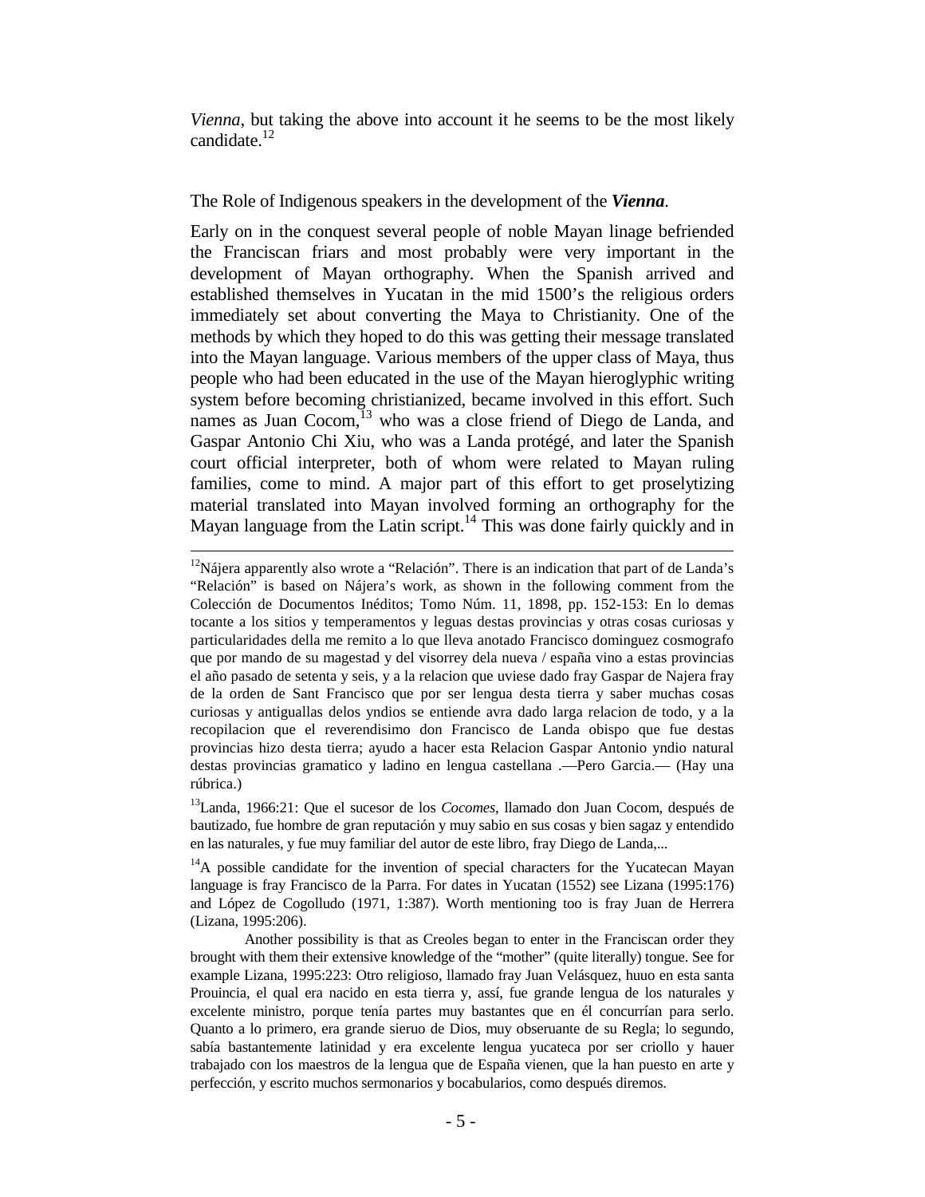*Vienna*, but taking the above into account it he seems to be the most likely candidate.[12]

The Role of Indigenous speakers in the development of the ***Vienna***.

Early on in the conquest several people of noble Mayan linage befriended the Franciscan friars and most probably were very important in the development of Mayan orthography. When the Spanish arrived and established themselves in Yucatan in the mid 1500's the religious orders immediately set about converting the Maya to Christianity. One of the methods by which they hoped to do this was getting their message translated into the Mayan language. Various members of the upper class of Maya, thus people who had been educated in the use of the Mayan hieroglyphic writing system before becoming christianized, became involved in this effort. Such names as Juan Cocom,[13] who was a close friend of Diego de Landa, and Gaspar Antonio Chi Xiu, who was a Landa protégé, and later the Spanish court official interpreter, both of whom were related to Mayan ruling families, come to mind. A major part of this effort to get proselytizing material translated into Mayan involved forming an orthography for the Mayan language from the Latin script.[14] This was done fairly quickly and in

---

[12]Nájera apparently also wrote a "Relación". There is an indication that part of de Landa's "Relación" is based on Nájera's work, as shown in the following comment from the Colección de Documentos Inéditos; Tomo Núm. 11, 1898, pp. 152-153: En lo demas tocante a los sitios y temperamentos y leguas destas provincias y otras cosas curiosas y particularidades della me remito a lo que lleva anotado Francisco dominguez cosmografo que por mando de su magestad y del visorrey dela nueva / españa vino a estas provincias el año pasado de setenta y seis, y a la relacion que uviese dado fray Gaspar de Najera fray de la orden de Sant Francisco que por ser lengua desta tierra y saber muchas cosas curiosas y antiguallas delos yndios se entiende avra dado larga relacion de todo, y a la recopilacion que el reverendisimo don Francisco de Landa obispo que fue destas provincias hizo desta tierra; ayudo a hacer esta Relacion Gaspar Antonio yndio natural destas provincias gramatico y ladino en lengua castellana .—Pero Garcia.— (Hay una rúbrica.)

[13]Landa, 1966:21: Que el sucesor de los *Cocomes*, llamado don Juan Cocom, después de bautizado, fue hombre de gran reputación y muy sabio en sus cosas y bien sagaz y entendido en las naturales, y fue muy familiar del autor de este libro, fray Diego de Landa,...

[14]A possible candidate for the invention of special characters for the Yucatecan Mayan language is fray Francisco de la Parra. For dates in Yucatan (1552) see Lizana (1995:176) and López de Cogolludo (1971, 1:387). Worth mentioning too is fray Juan de Herrera (Lizana, 1995:206).

Another possibility is that as Creoles began to enter in the Franciscan order they brought with them their extensive knowledge of the "mother" (quite literally) tongue. See for example Lizana, 1995:223: Otro religioso, llamado fray Juan Velásquez, huuo en esta santa Prouincia, el qual era nacido en esta tierra y, assí, fue grande lengua de los naturales y excelente ministro, porque tenía partes muy bastantes que en él concurrían para serlo. Quanto a lo primero, era grande sieruo de Dios, muy obseruante de su Regla; lo segundo, sabía bastantemente latinidad y era excelente lengua yucateca por ser criollo y hauer trabajado con los maestros de la lengua que de España vienen, que la han puesto en arte y perfección, y escrito muchos sermonarios y bocabularios, como después diremos.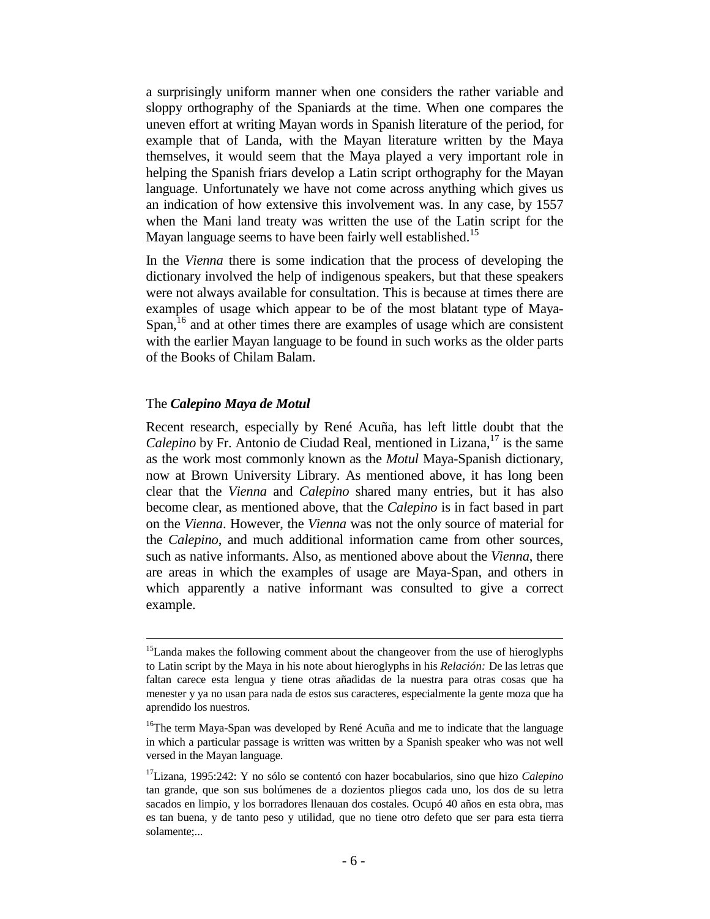a surprisingly uniform manner when one considers the rather variable and sloppy orthography of the Spaniards at the time. When one compares the uneven effort at writing Mayan words in Spanish literature of the period, for example that of Landa, with the Mayan literature written by the Maya themselves, it would seem that the Maya played a very important role in helping the Spanish friars develop a Latin script orthography for the Mayan language. Unfortunately we have not come across anything which gives us an indication of how extensive this involvement was. In any case, by 1557 when the Mani land treaty was written the use of the Latin script for the Mayan language seems to have been fairly well established.[15]

In the *Vienna* there is some indication that the process of developing the dictionary involved the help of indigenous speakers, but that these speakers were not always available for consultation. This is because at times there are examples of usage which appear to be of the most blatant type of Maya-Span,[16] and at other times there are examples of usage which are consistent with the earlier Mayan language to be found in such works as the older parts of the Books of Chilam Balam.

### The ***Calepino Maya de Motul***

Recent research, especially by René Acuña, has left little doubt that the *Calepino* by Fr. Antonio de Ciudad Real, mentioned in Lizana,[17] is the same as the work most commonly known as the *Motul* Maya-Spanish dictionary, now at Brown University Library. As mentioned above, it has long been clear that the *Vienna* and *Calepino* shared many entries, but it has also become clear, as mentioned above, that the *Calepino* is in fact based in part on the *Vienna*. However, the *Vienna* was not the only source of material for the *Calepino*, and much additional information came from other sources, such as native informants. Also, as mentioned above about the *Vienna*, there are areas in which the examples of usage are Maya-Span, and others in which apparently a native informant was consulted to give a correct example.

---

[15]Landa makes the following comment about the changeover from the use of hieroglyphs to Latin script by the Maya in his note about hieroglyphs in his *Relación:* De las letras que faltan carece esta lengua y tiene otras añadidas de la nuestra para otras cosas que ha menester y ya no usan para nada de estos sus caracteres, especialmente la gente moza que ha aprendido los nuestros.

[16]The term Maya-Span was developed by René Acuña and me to indicate that the language in which a particular passage is written was written by a Spanish speaker who was not well versed in the Mayan language.

[17]Lizana, 1995:242: Y no sólo se contentó con hazer bocabularios, sino que hizo *Calepino* tan grande, que son sus bolúmenes de a dozientos pliegos cada uno, los dos de su letra sacados en limpio, y los borradores llenauan dos costales. Ocupó 40 años en esta obra, mas es tan buena, y de tanto peso y utilidad, que no tiene otro defeto que ser para esta tierra solamente;...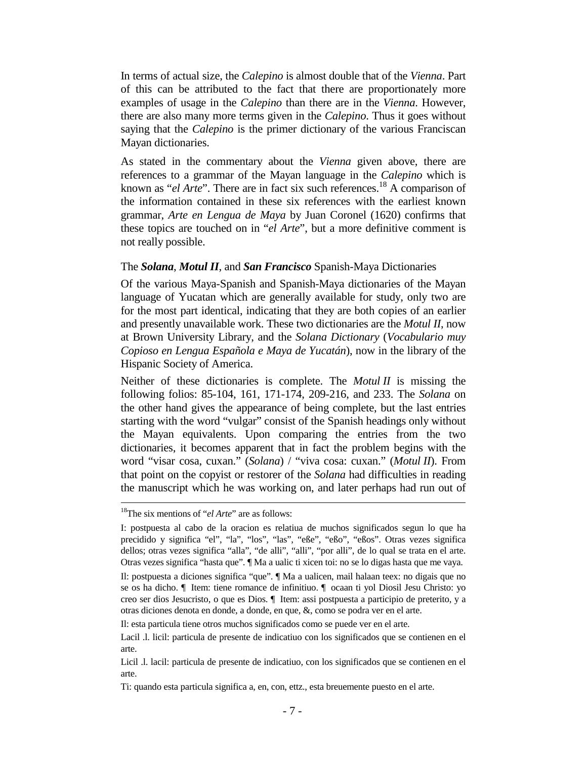In terms of actual size, the *Calepino* is almost double that of the *Vienna*. Part of this can be attributed to the fact that there are proportionately more examples of usage in the *Calepino* than there are in the *Vienna*. However, there are also many more terms given in the *Calepino*. Thus it goes without saying that the *Calepino* is the primer dictionary of the various Franciscan Mayan dictionaries.

As stated in the commentary about the *Vienna* given above, there are references to a grammar of the Mayan language in the *Calepino* which is known as "*el Arte*". There are in fact six such references.[18] A comparison of the information contained in these six references with the earliest known grammar, *Arte en Lengua de Maya* by Juan Coronel (1620) confirms that these topics are touched on in "*el Arte*", but a more definitive comment is not really possible.

### The ***Solana***, ***Motul II***, and ***San Francisco*** Spanish-Maya Dictionaries

Of the various Maya-Spanish and Spanish-Maya dictionaries of the Mayan language of Yucatan which are generally available for study, only two are for the most part identical, indicating that they are both copies of an earlier and presently unavailable work. These two dictionaries are the *Motul II*, now at Brown University Library, and the *Solana Dictionary* (*Vocabulario muy Copioso en Lengua Española e Maya de Yucatán*), now in the library of the Hispanic Society of America.

Neither of these dictionaries is complete. The *Motul II* is missing the following folios: 85-104, 161, 171-174, 209-216, and 233. The *Solana* on the other hand gives the appearance of being complete, but the last entries starting with the word "vulgar" consist of the Spanish headings only without the Mayan equivalents. Upon comparing the entries from the two dictionaries, it becomes apparent that in fact the problem begins with the word "visar cosa, cuxan." (*Solana*) / "viva cosa: cuxan." (*Motul II*). From that point on the copyist or restorer of the *Solana* had difficulties in reading the manuscript which he was working on, and later perhaps had run out of

---

[18]The six mentions of "*el Arte*" are as follows:

I: postpuesta al cabo de la oracion es relatiua de muchos significados segun lo que ha precidido y significa "el", "la", "los", "las", "eße", "eßo", "eßos". Otras vezes significa dellos; otras vezes significa "alla", "de alli", "alli", "por alli", de lo qual se trata en el arte. Otras vezes significa "hasta que". ¶ Ma a ualic ti xicen toi: no se lo digas hasta que me vaya.

Il: postpuesta a diciones significa "que". ¶ Ma a ualicen, mail halaan teex: no digais que no se os ha dicho. ¶ Item: tiene romance de infinitiuo. ¶ ocaan ti yol Diosil Jesu Christo: yo creo ser dios Jesucristo, o que es Dios. ¶ Item: assi postpuesta a participio de preterito, y a otras diciones denota en donde, a donde, en que, &, como se podra ver en el arte.

Il: esta particula tiene otros muchos significados como se puede ver en el arte.

Lacil .l. licil: particula de presente de indicatiuo con los significados que se contienen en el arte.

Licil .l. lacil: particula de presente de indicatiuo, con los significados que se contienen en el arte.

Ti: quando esta particula significa a, en, con, ettz., esta breuemente puesto en el arte.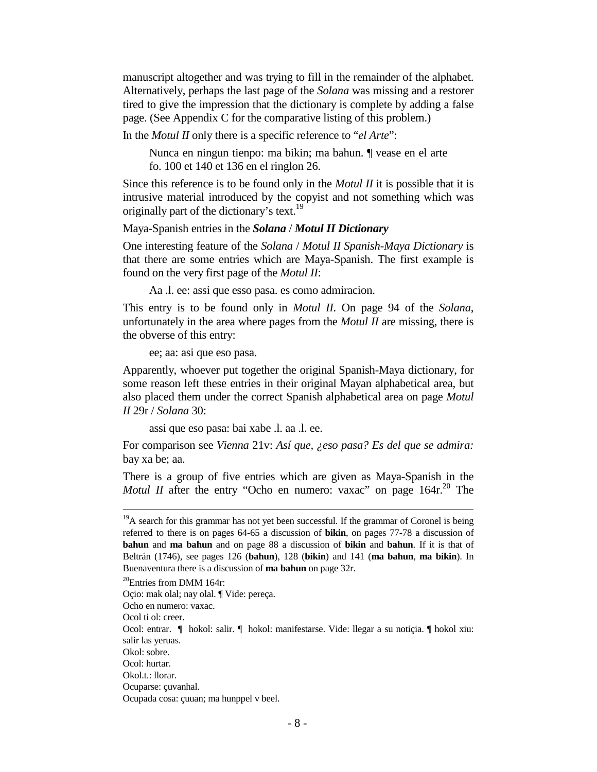manuscript altogether and was trying to fill in the remainder of the alphabet. Alternatively, perhaps the last page of the *Solana* was missing and a restorer tired to give the impression that the dictionary is complete by adding a false page. (See Appendix C for the comparative listing of this problem.)

In the *Motul II* only there is a specific reference to "*el Arte*":

> Nunca en ningun tienpo: ma bikin; ma bahun. ¶ vease en el arte fo. 100 et 140 et 136 en el ringlon 26.

Since this reference is to be found only in the *Motul II* it is possible that it is intrusive material introduced by the copyist and not something which was originally part of the dictionary's text.[19]

Maya-Spanish entries in the ***Solana*** / ***Motul II Dictionary***

One interesting feature of the *Solana* / *Motul II Spanish-Maya Dictionary* is that there are some entries which are Maya-Spanish. The first example is found on the very first page of the *Motul II*:

> Aa .l. ee: assi que esso pasa. es como admiracion.

This entry is to be found only in *Motul II*. On page 94 of the *Solana*, unfortunately in the area where pages from the *Motul II* are missing, there is the obverse of this entry:

> ee; aa: asi que eso pasa.

Apparently, whoever put together the original Spanish-Maya dictionary, for some reason left these entries in their original Mayan alphabetical area, but also placed them under the correct Spanish alphabetical area on page *Motul II* 29r / *Solana* 30:

> assi que eso pasa: bai xabe .l. aa .l. ee.

For comparison see *Vienna* 21v: *Así que, ¿eso pasa? Es del que se admira:* bay xa be; aa.

There is a group of five entries which are given as Maya-Spanish in the *Motul II* after the entry "Ocho en numero: vaxac" on page 164r.[20] The

---

[19]A search for this grammar has not yet been successful. If the grammar of Coronel is being referred to there is on pages 64-65 a discussion of **bikin**, on pages 77-78 a discussion of **bahun** and **ma bahun** and on page 88 a discussion of **bikin** and **bahun**. If it is that of Beltrán (1746), see pages 126 (**bahun**), 128 (**bikin**) and 141 (**ma bahun**, **ma bikin**). In Buenaventura there is a discussion of **ma bahun** on page 32r.

[20]Entries from DMM 164r:
Oçio: mak olal; nay olal. ¶ Vide: pereça.
Ocho en numero: vaxac.
Ocol ti ol: creer.
Ocol: entrar. ¶ hokol: salir. ¶ hokol: manifestarse. Vide: llegar a su notiçia. ¶ hokol xiu: salir las yeruas.
Okol: sobre.
Ocol: hurtar.
Okol.t.: llorar.
Ocuparse: çuvanhal.
Ocupada cosa: çuuan; ma hunppel v beel.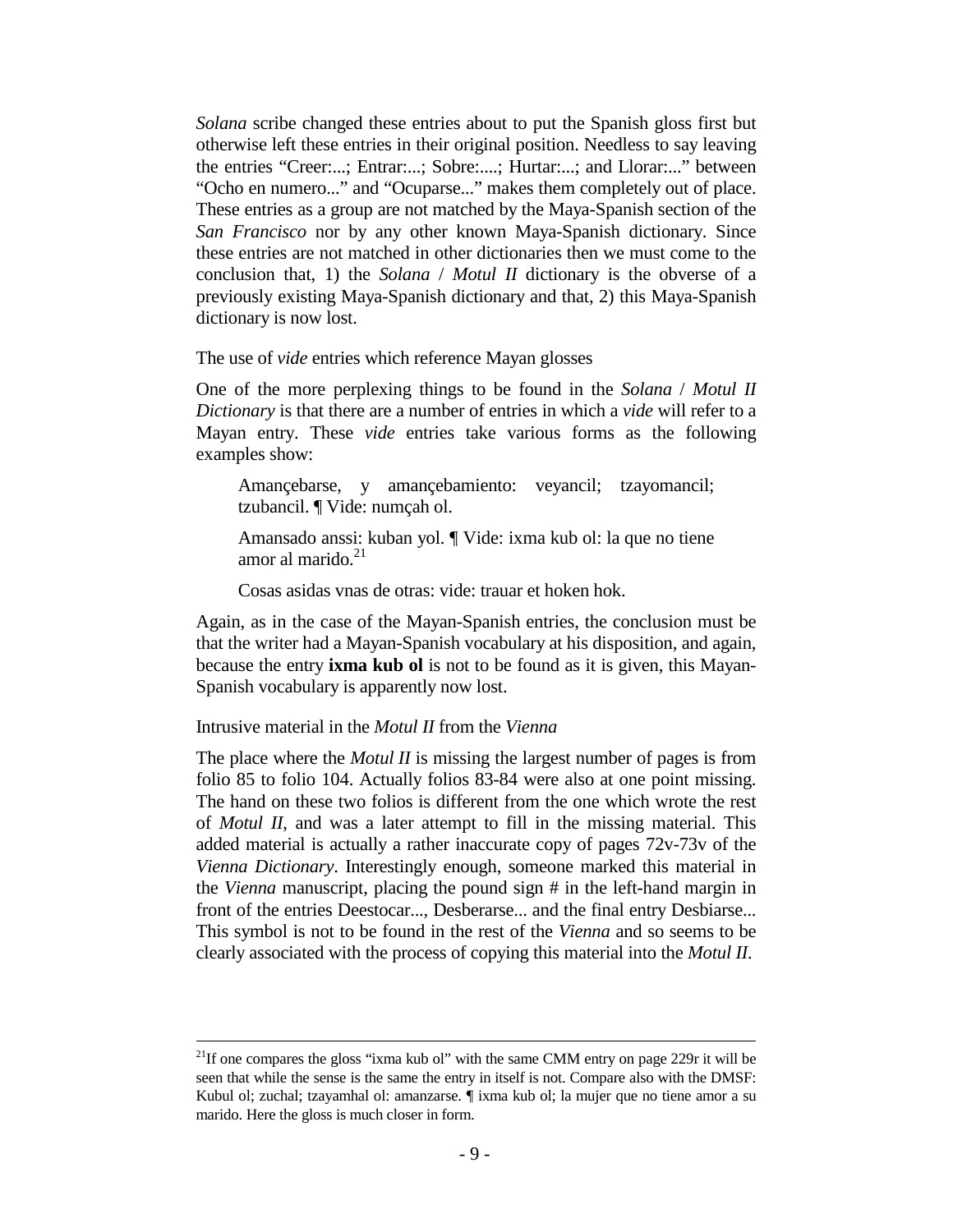*Solana* scribe changed these entries about to put the Spanish gloss first but otherwise left these entries in their original position. Needless to say leaving the entries "Creer:...; Entrar:...; Sobre:....; Hurtar:...; and Llorar:..." between "Ocho en numero..." and "Ocuparse..." makes them completely out of place. These entries as a group are not matched by the Maya-Spanish section of the *San Francisco* nor by any other known Maya-Spanish dictionary. Since these entries are not matched in other dictionaries then we must come to the conclusion that, 1) the *Solana* / *Motul II* dictionary is the obverse of a previously existing Maya-Spanish dictionary and that, 2) this Maya-Spanish dictionary is now lost.

The use of *vide* entries which reference Mayan glosses

One of the more perplexing things to be found in the *Solana* / *Motul II Dictionary* is that there are a number of entries in which a *vide* will refer to a Mayan entry. These *vide* entries take various forms as the following examples show:

> Amançebarse, y amançebamiento: veyancil; tzayomancil; tzubancil. ¶ Vide: numçah ol.
>
> Amansado anssi: kuban yol. ¶ Vide: ixma kub ol: la que no tiene amor al marido.[21]
>
> Cosas asidas vnas de otras: vide: trauar et hoken hok.

Again, as in the case of the Mayan-Spanish entries, the conclusion must be that the writer had a Mayan-Spanish vocabulary at his disposition, and again, because the entry **ixma kub ol** is not to be found as it is given, this Mayan-Spanish vocabulary is apparently now lost.

Intrusive material in the *Motul II* from the *Vienna*

The place where the *Motul II* is missing the largest number of pages is from folio 85 to folio 104. Actually folios 83-84 were also at one point missing. The hand on these two folios is different from the one which wrote the rest of *Motul II*, and was a later attempt to fill in the missing material. This added material is actually a rather inaccurate copy of pages 72v-73v of the *Vienna Dictionary*. Interestingly enough, someone marked this material in the *Vienna* manuscript, placing the pound sign # in the left-hand margin in front of the entries Deestocar..., Desberarse... and the final entry Desbiarse... This symbol is not to be found in the rest of the *Vienna* and so seems to be clearly associated with the process of copying this material into the *Motul II*.

---

[21] If one compares the gloss "ixma kub ol" with the same CMM entry on page 229r it will be seen that while the sense is the same the entry in itself is not. Compare also with the DMSF: Kubul ol; zuchal; tzayamhal ol: amanzarse. ¶ ixma kub ol; la mujer que no tiene amor a su marido. Here the gloss is much closer in form.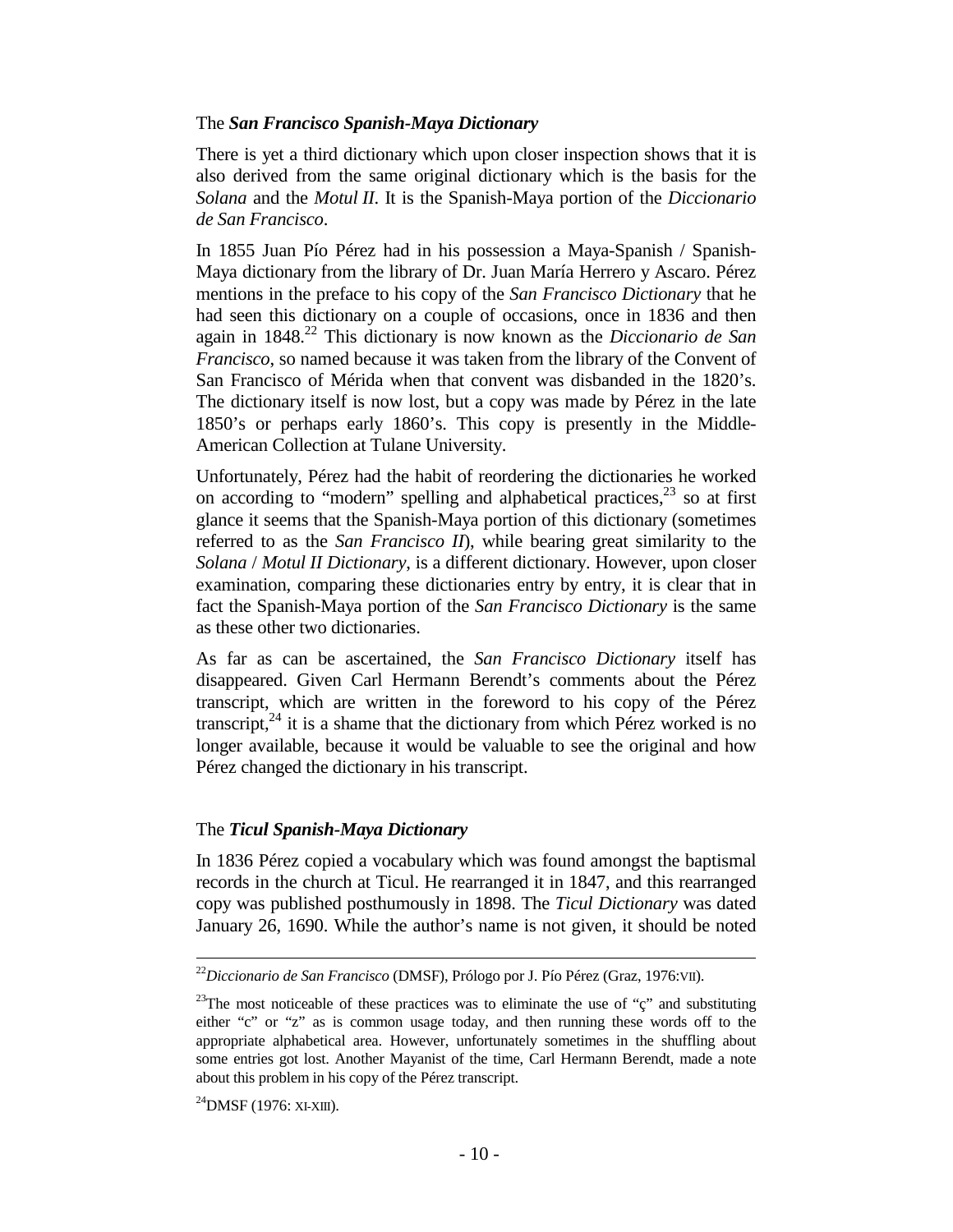## The *San Francisco Spanish-Maya Dictionary*

There is yet a third dictionary which upon closer inspection shows that it is also derived from the same original dictionary which is the basis for the *Solana* and the *Motul II*. It is the Spanish-Maya portion of the *Diccionario de San Francisco*.

In 1855 Juan Pío Pérez had in his possession a Maya-Spanish / Spanish-Maya dictionary from the library of Dr. Juan María Herrero y Ascaro. Pérez mentions in the preface to his copy of the *San Francisco Dictionary* that he had seen this dictionary on a couple of occasions, once in 1836 and then again in 1848.[22] This dictionary is now known as the *Diccionario de San Francisco*, so named because it was taken from the library of the Convent of San Francisco of Mérida when that convent was disbanded in the 1820's. The dictionary itself is now lost, but a copy was made by Pérez in the late 1850's or perhaps early 1860's. This copy is presently in the Middle-American Collection at Tulane University.

Unfortunately, Pérez had the habit of reordering the dictionaries he worked on according to "modern" spelling and alphabetical practices,[23] so at first glance it seems that the Spanish-Maya portion of this dictionary (sometimes referred to as the *San Francisco II*), while bearing great similarity to the *Solana* / *Motul II Dictionary*, is a different dictionary. However, upon closer examination, comparing these dictionaries entry by entry, it is clear that in fact the Spanish-Maya portion of the *San Francisco Dictionary* is the same as these other two dictionaries.

As far as can be ascertained, the *San Francisco Dictionary* itself has disappeared. Given Carl Hermann Berendt's comments about the Pérez transcript, which are written in the foreword to his copy of the Pérez transcript,[24] it is a shame that the dictionary from which Pérez worked is no longer available, because it would be valuable to see the original and how Pérez changed the dictionary in his transcript.

## The *Ticul Spanish-Maya Dictionary*

In 1836 Pérez copied a vocabulary which was found amongst the baptismal records in the church at Ticul. He rearranged it in 1847, and this rearranged copy was published posthumously in 1898. The *Ticul Dictionary* was dated January 26, 1690. While the author's name is not given, it should be noted

---

[22] *Diccionario de San Francisco* (DMSF), Prólogo por J. Pío Pérez (Graz, 1976:VII).

[23] The most noticeable of these practices was to eliminate the use of "ç" and substituting either "c" or "z" as is common usage today, and then running these words off to the appropriate alphabetical area. However, unfortunately sometimes in the shuffling about some entries got lost. Another Mayanist of the time, Carl Hermann Berendt, made a note about this problem in his copy of the Pérez transcript.

[24] DMSF (1976: XI-XIII).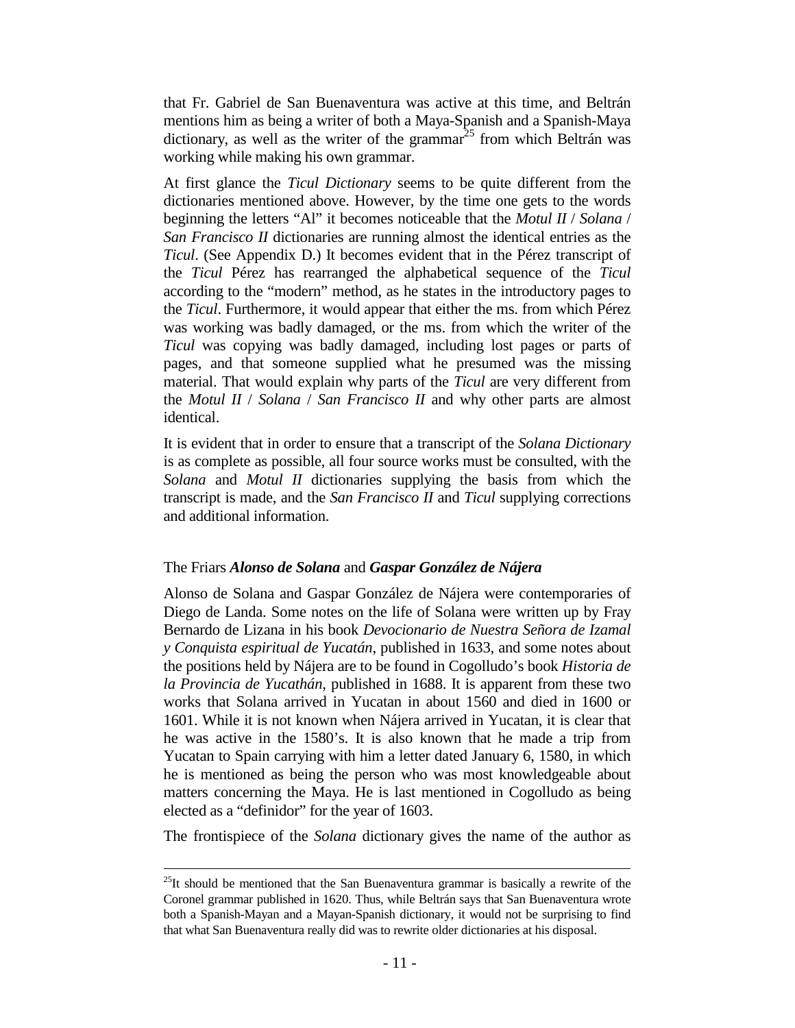that Fr. Gabriel de San Buenaventura was active at this time, and Beltrán mentions him as being a writer of both a Maya-Spanish and a Spanish-Maya dictionary, as well as the writer of the grammar[25] from which Beltrán was working while making his own grammar.

At first glance the *Ticul Dictionary* seems to be quite different from the dictionaries mentioned above. However, by the time one gets to the words beginning the letters "Al" it becomes noticeable that the *Motul II* / *Solana* / *San Francisco II* dictionaries are running almost the identical entries as the *Ticul*. (See Appendix D.) It becomes evident that in the Pérez transcript of the *Ticul* Pérez has rearranged the alphabetical sequence of the *Ticul* according to the "modern" method, as he states in the introductory pages to the *Ticul*. Furthermore, it would appear that either the ms. from which Pérez was working was badly damaged, or the ms. from which the writer of the *Ticul* was copying was badly damaged, including lost pages or parts of pages, and that someone supplied what he presumed was the missing material. That would explain why parts of the *Ticul* are very different from the *Motul II* / *Solana* / *San Francisco II* and why other parts are almost identical.

It is evident that in order to ensure that a transcript of the *Solana Dictionary* is as complete as possible, all four source works must be consulted, with the *Solana* and *Motul II* dictionaries supplying the basis from which the transcript is made, and the *San Francisco II* and *Ticul* supplying corrections and additional information.

### The Friars ***Alonso de Solana*** and ***Gaspar González de Nájera***

Alonso de Solana and Gaspar González de Nájera were contemporaries of Diego de Landa. Some notes on the life of Solana were written up by Fray Bernardo de Lizana in his book *Devocionario de Nuestra Señora de Izamal y Conquista espiritual de Yucatán*, published in 1633, and some notes about the positions held by Nájera are to be found in Cogolludo's book *Historia de la Provincia de Yucathán*, published in 1688. It is apparent from these two works that Solana arrived in Yucatan in about 1560 and died in 1600 or 1601. While it is not known when Nájera arrived in Yucatan, it is clear that he was active in the 1580's. It is also known that he made a trip from Yucatan to Spain carrying with him a letter dated January 6, 1580, in which he is mentioned as being the person who was most knowledgeable about matters concerning the Maya. He is last mentioned in Cogolludo as being elected as a "definidor" for the year of 1603.

The frontispiece of the *Solana* dictionary gives the name of the author as

---

[25]It should be mentioned that the San Buenaventura grammar is basically a rewrite of the Coronel grammar published in 1620. Thus, while Beltrán says that San Buenaventura wrote both a Spanish-Mayan and a Mayan-Spanish dictionary, it would not be surprising to find that what San Buenaventura really did was to rewrite older dictionaries at his disposal.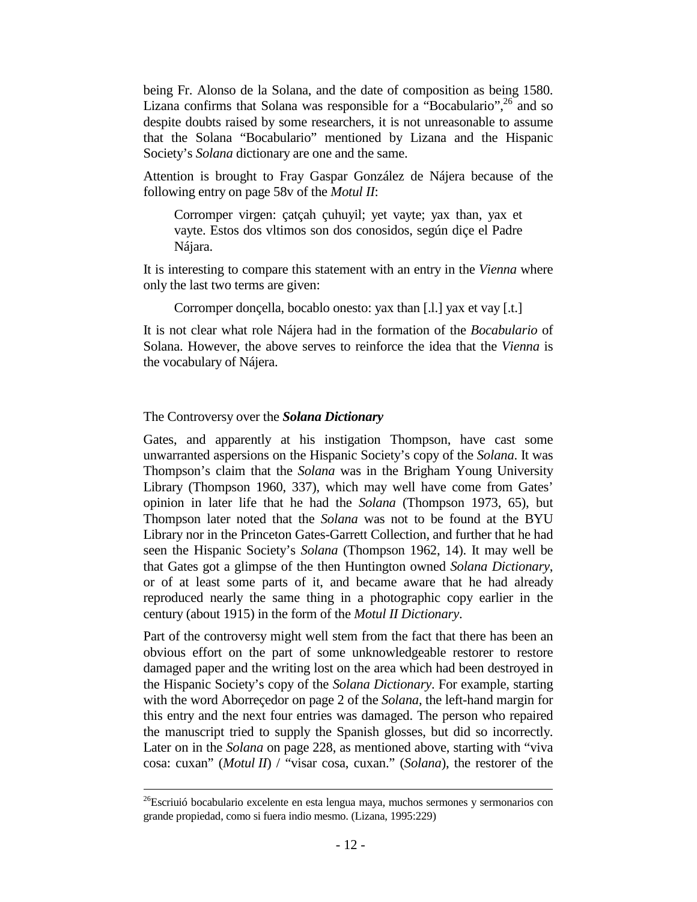being Fr. Alonso de la Solana, and the date of composition as being 1580. Lizana confirms that Solana was responsible for a "Bocabulario",[26] and so despite doubts raised by some researchers, it is not unreasonable to assume that the Solana "Bocabulario" mentioned by Lizana and the Hispanic Society's *Solana* dictionary are one and the same.

Attention is brought to Fray Gaspar González de Nájera because of the following entry on page 58v of the *Motul II*:

> Corromper virgen: çatçah çuhuyil; yet vayte; yax than, yax et vayte. Estos dos vltimos son dos conosidos, según diçe el Padre Nájara.

It is interesting to compare this statement with an entry in the *Vienna* where only the last two terms are given:

> Corromper donçella, bocablo onesto: yax than [.l.] yax et vay [.t.]

It is not clear what role Nájera had in the formation of the *Bocabulario* of Solana. However, the above serves to reinforce the idea that the *Vienna* is the vocabulary of Nájera.

## The Controversy over the ***Solana Dictionary***

Gates, and apparently at his instigation Thompson, have cast some unwarranted aspersions on the Hispanic Society's copy of the *Solana*. It was Thompson's claim that the *Solana* was in the Brigham Young University Library (Thompson 1960, 337), which may well have come from Gates' opinion in later life that he had the *Solana* (Thompson 1973, 65), but Thompson later noted that the *Solana* was not to be found at the BYU Library nor in the Princeton Gates-Garrett Collection, and further that he had seen the Hispanic Society's *Solana* (Thompson 1962, 14). It may well be that Gates got a glimpse of the then Huntington owned *Solana Dictionary*, or of at least some parts of it, and became aware that he had already reproduced nearly the same thing in a photographic copy earlier in the century (about 1915) in the form of the *Motul II Dictionary*.

Part of the controversy might well stem from the fact that there has been an obvious effort on the part of some unknowledgeable restorer to restore damaged paper and the writing lost on the area which had been destroyed in the Hispanic Society's copy of the *Solana Dictionary*. For example, starting with the word Aborreçedor on page 2 of the *Solana*, the left-hand margin for this entry and the next four entries was damaged. The person who repaired the manuscript tried to supply the Spanish glosses, but did so incorrectly. Later on in the *Solana* on page 228, as mentioned above, starting with "viva cosa: cuxan" (*Motul II*) / "visar cosa, cuxan." (*Solana*), the restorer of the

---

[26]Escriuió bocabulario excelente en esta lengua maya, muchos sermones y sermonarios con grande propiedad, como si fuera indio mesmo. (Lizana, 1995:229)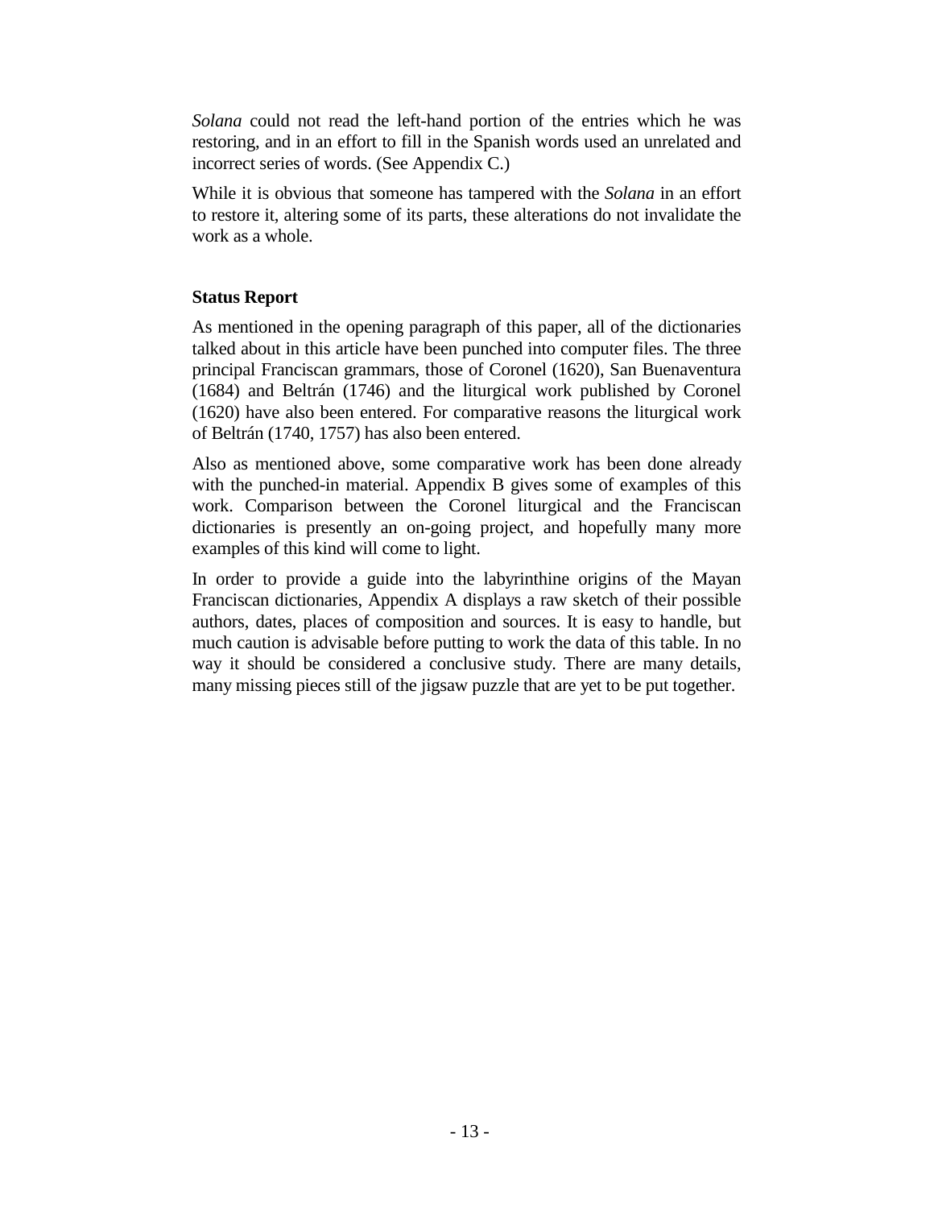*Solana* could not read the left-hand portion of the entries which he was restoring, and in an effort to fill in the Spanish words used an unrelated and incorrect series of words. (See Appendix C.)

While it is obvious that someone has tampered with the *Solana* in an effort to restore it, altering some of its parts, these alterations do not invalidate the work as a whole.

**Status Report**

As mentioned in the opening paragraph of this paper, all of the dictionaries talked about in this article have been punched into computer files. The three principal Franciscan grammars, those of Coronel (1620), San Buenaventura (1684) and Beltrán (1746) and the liturgical work published by Coronel (1620) have also been entered. For comparative reasons the liturgical work of Beltrán (1740, 1757) has also been entered.

Also as mentioned above, some comparative work has been done already with the punched-in material. Appendix B gives some of examples of this work. Comparison between the Coronel liturgical and the Franciscan dictionaries is presently an on-going project, and hopefully many more examples of this kind will come to light.

In order to provide a guide into the labyrinthine origins of the Mayan Franciscan dictionaries, Appendix A displays a raw sketch of their possible authors, dates, places of composition and sources. It is easy to handle, but much caution is advisable before putting to work the data of this table. In no way it should be considered a conclusive study. There are many details, many missing pieces still of the jigsaw puzzle that are yet to be put together.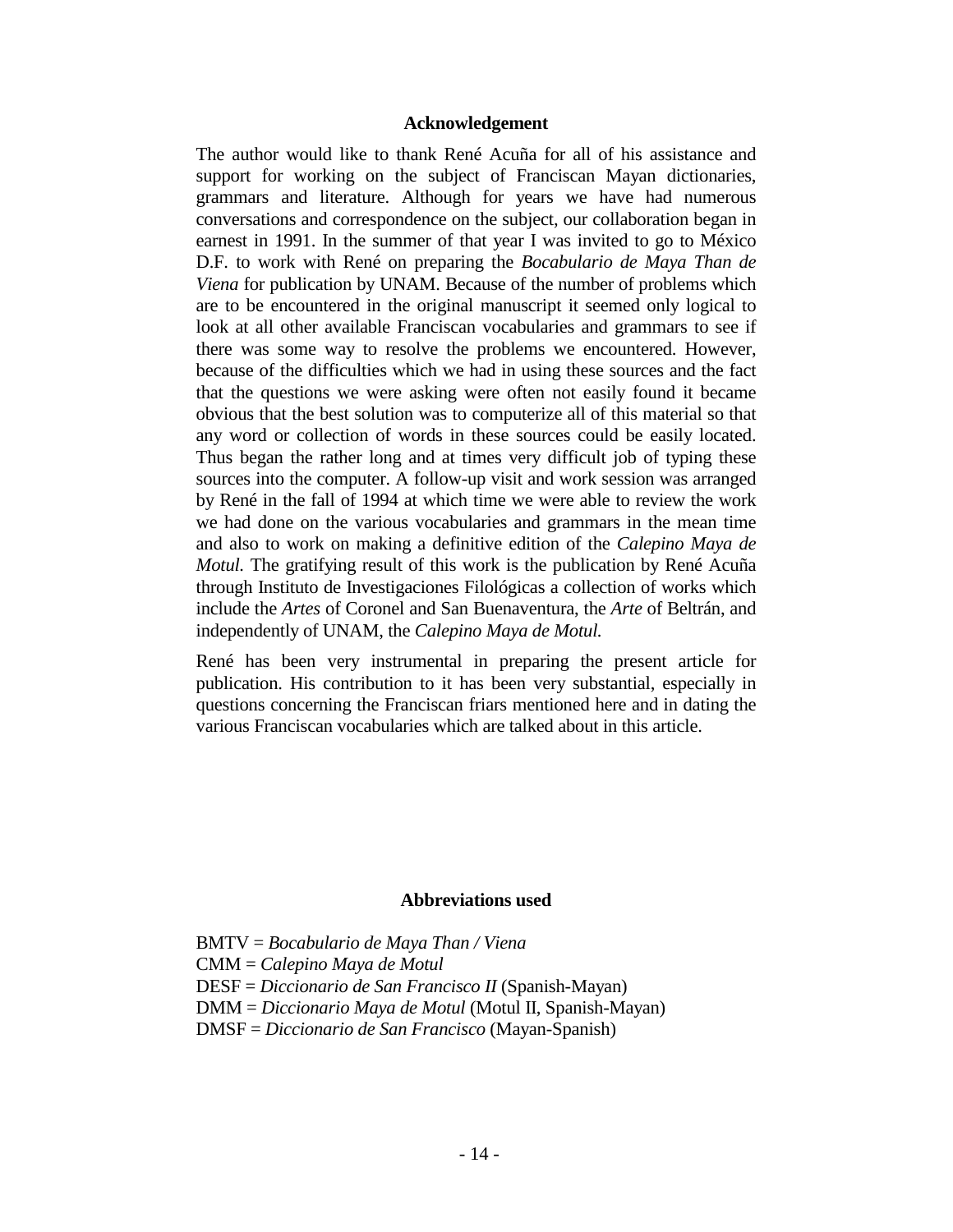## Acknowledgement

The author would like to thank René Acuña for all of his assistance and support for working on the subject of Franciscan Mayan dictionaries, grammars and literature. Although for years we have had numerous conversations and correspondence on the subject, our collaboration began in earnest in 1991. In the summer of that year I was invited to go to México D.F. to work with René on preparing the *Bocabulario de Maya Than de Viena* for publication by UNAM. Because of the number of problems which are to be encountered in the original manuscript it seemed only logical to look at all other available Franciscan vocabularies and grammars to see if there was some way to resolve the problems we encountered. However, because of the difficulties which we had in using these sources and the fact that the questions we were asking were often not easily found it became obvious that the best solution was to computerize all of this material so that any word or collection of words in these sources could be easily located. Thus began the rather long and at times very difficult job of typing these sources into the computer. A follow-up visit and work session was arranged by René in the fall of 1994 at which time we were able to review the work we had done on the various vocabularies and grammars in the mean time and also to work on making a definitive edition of the *Calepino Maya de Motul*. The gratifying result of this work is the publication by René Acuña through Instituto de Investigaciones Filológicas a collection of works which include the *Artes* of Coronel and San Buenaventura, the *Arte* of Beltrán, and independently of UNAM, the *Calepino Maya de Motul.*

René has been very instrumental in preparing the present article for publication. His contribution to it has been very substantial, especially in questions concerning the Franciscan friars mentioned here and in dating the various Franciscan vocabularies which are talked about in this article.

## Abbreviations used

BMTV = *Bocabulario de Maya Than / Viena*
CMM = *Calepino Maya de Motul*
DESF = *Diccionario de San Francisco II* (Spanish-Mayan)
DMM = *Diccionario Maya de Motul* (Motul II, Spanish-Mayan)
DMSF = *Diccionario de San Francisco* (Mayan-Spanish)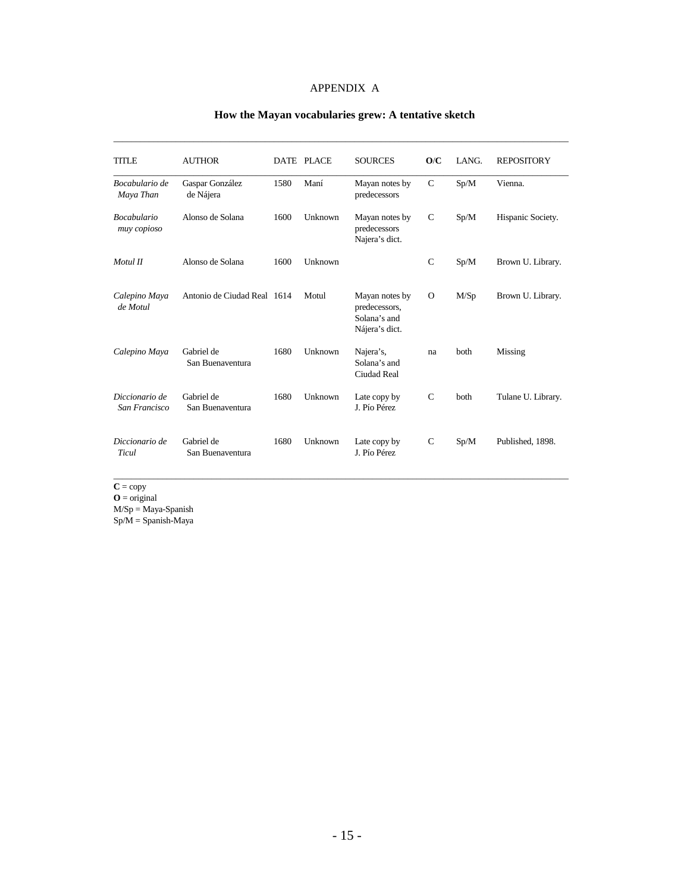# APPENDIX A

## How the Mayan vocabularies grew: A tentative sketch

| TITLE | AUTHOR | DATE | PLACE | SOURCES | **O**/**C** | LANG. | REPOSITORY |
|---|---|---|---|---|---|---|---|
| *Bocabulario de Maya Than* | Gaspar González de Nájera | 1580 | Maní | Mayan notes by predecessors | C | Sp/M | Vienna. |
| *Bocabulario muy copioso* | Alonso de Solana | 1600 | Unknown | Mayan notes by predecessors Najera's dict. | C | Sp/M | Hispanic Society. |
| *Motul II* | Alonso de Solana | 1600 | Unknown | | C | Sp/M | Brown U. Library. |
| *Calepino Maya de Motul* | Antonio de Ciudad Real | 1614 | Motul | Mayan notes by predecessors, Solana's and Nájera's dict. | O | M/Sp | Brown U. Library. |
| *Calepino Maya* | Gabriel de San Buenaventura | 1680 | Unknown | Najera's, Solana's and Ciudad Real | na | both | Missing |
| *Diccionario de San Francisco* | Gabriel de San Buenaventura | 1680 | Unknown | Late copy by J. Pío Pérez | C | both | Tulane U. Library. |
| *Diccionario de Ticul* | Gabriel de San Buenaventura | 1680 | Unknown | Late copy by J. Pío Pérez | C | Sp/M | Published, 1898. |

**C** = copy
**O** = original
M/Sp = Maya-Spanish
Sp/M = Spanish-Maya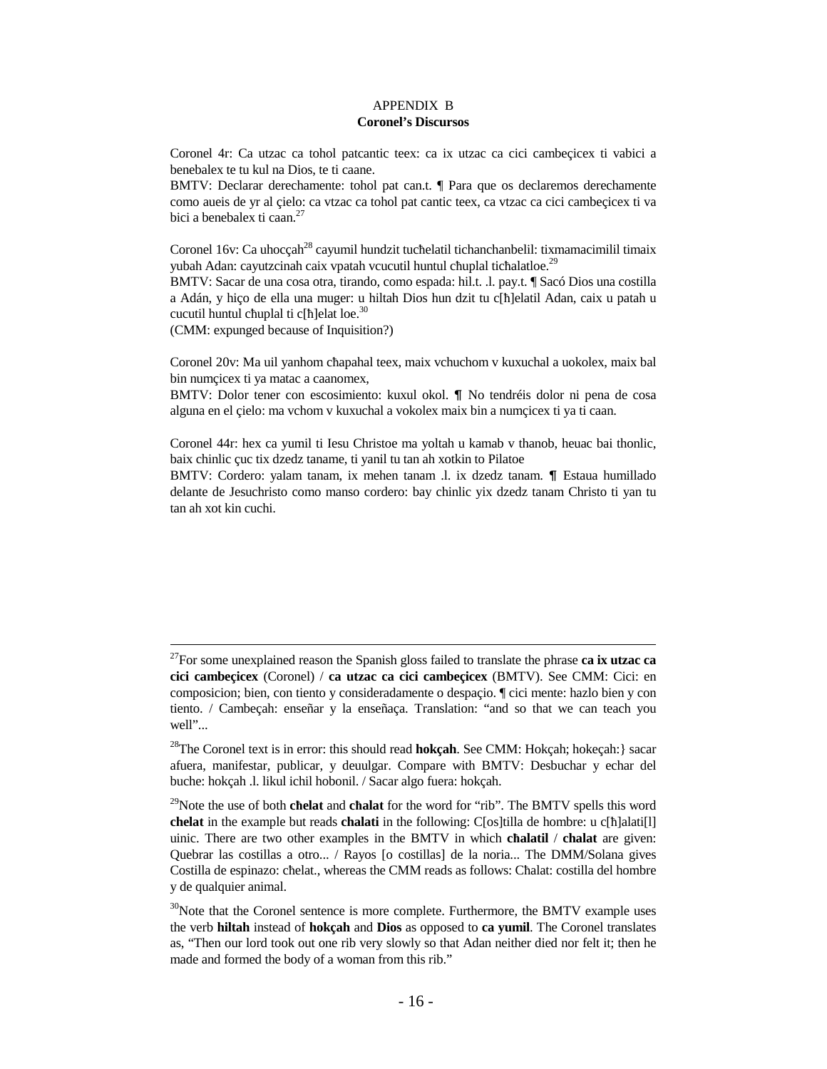# APPENDIX B
## Coronel's Discursos

Coronel 4r: Ca utzac ca tohol patcantic teex: ca ix utzac ca cici cambeçicex ti vabici a benebalex te tu kul na Dios, te ti caane.
BMTV: Declarar derechamente: tohol pat can.t. ¶ Para que os declaremos derechamente como aueis de yr al çielo: ca vtzac ca tohol pat cantic teex, ca vtzac ca cici cambeçicex ti va bici a benebalex ti caan.[27]

Coronel 16v: Ca uhocçah[28] cayumil hundzit tucћelatil tichanchanbelil: tixmamacimilil timaix yubah Adan: cayutzcinah caix vpatah vcucutil huntul cћuplal ticћalatloe.[29]
BMTV: Sacar de una cosa otra, tirando, como espada: hil.t. .l. pay.t. ¶ Sacó Dios una costilla a Adán, y hiço de ella una muger: u hiltah Dios hun dzit tu c[ћ]elatil Adan, caix u patah u cucutil huntul cћuplal ti c[ћ]elat loe.[30]
(CMM: expunged because of Inquisition?)

Coronel 20v: Ma uil yanhom cћapahal teex, maix vchuchom v kuxuchal a uokolex, maix bal bin numçicex ti ya matac a caanomex,
BMTV: Dolor tener con escosimiento: kuxul okol. ¶ No tendréis dolor ni pena de cosa alguna en el çielo: ma vchom v kuxuchal a vokolex maix bin a numçicex ti ya ti caan.

Coronel 44r: hex ca yumil ti Iesu Christoe ma yoltah u kamab v thanob, heuac bai thonlic, baix chinlic çuc tix dzedz taname, ti yanil tu tan ah xotkin to Pilatoe
BMTV: Cordero: yalam tanam, ix mehen tanam .l. ix dzedz tanam. ¶ Estaua humillado delante de Jesuchristo como manso cordero: bay chinlic yix dzedz tanam Christo ti yan tu tan ah xot kin cuchi.

---

[27]For some unexplained reason the Spanish gloss failed to translate the phrase **ca ix utzac ca cici cambeçicex** (Coronel) / **ca utzac ca cici cambeçicex** (BMTV). See CMM: Cici: en composicion; bien, con tiento y consideradamente o despaçio. ¶ cici mente: hazlo bien y con tiento. / Cambeçah: enseñar y la enseñaça. Translation: "and so that we can teach you well"...

[28]The Coronel text is in error: this should read **hokçah**. See CMM: Hokçah; hokeçah:} sacar afuera, manifestar, publicar, y deuulgar. Compare with BMTV: Desbuchar y echar del buche: hokçah .l. likul ichil hobonil. / Sacar algo fuera: hokçah.

[29]Note the use of both **cћelat** and **cћalat** for the word for "rib". The BMTV spells this word **chelat** in the example but reads **chalati** in the following: C[os]tilla de hombre: u c[ћ]alati[l] uinic. There are two other examples in the BMTV in which **cћalatil** / **chalat** are given: Quebrar las costillas a otro... / Rayos [o costillas] de la noria... The DMM/Solana gives Costilla de espinazo: cћelat., whereas the CMM reads as follows: Chalat: costilla del hombre y de qualquier animal.

[30]Note that the Coronel sentence is more complete. Furthermore, the BMTV example uses the verb **hiltah** instead of **hokçah** and **Dios** as opposed to **ca yumil**. The Coronel translates as, "Then our lord took out one rib very slowly so that Adan neither died nor felt it; then he made and formed the body of a woman from this rib."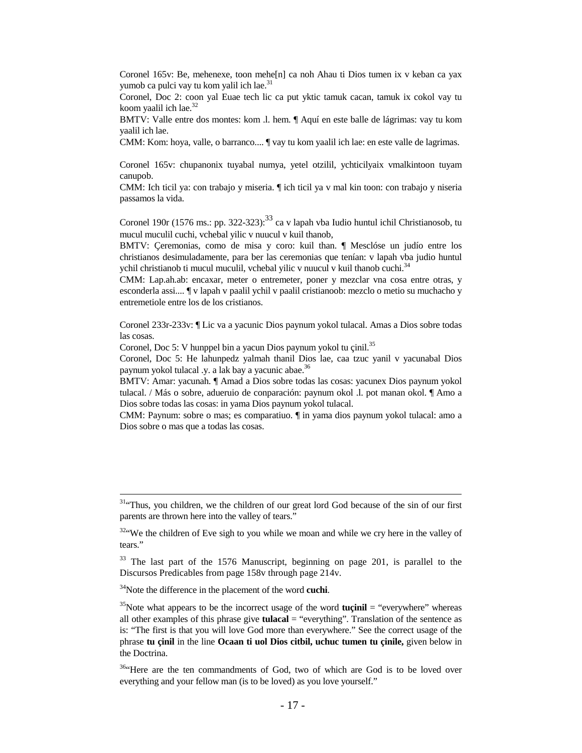Coronel 165v: Be, mehenexe, toon mehe[n] ca noh Ahau ti Dios tumen ix v keban ca yax yumob ca pulci vay tu kom yalil ich lae.[31]

Coronel, Doc 2: coon yal Euae tech lic ca put yktic tamuk cacan, tamuk ix cokol vay tu koom yaalil ich lae.[32]

BMTV: Valle entre dos montes: kom .l. hem. ¶ Aquí en este balle de lágrimas: vay tu kom yaalil ich lae.

CMM: Kom: hoya, valle, o barranco.... ¶ vay tu kom yaalil ich lae: en este valle de lagrimas.

Coronel 165v: chupanonix tuyabal numya, yetel otzilil, ychticilyaix vmalkintoon tuyam canupob.

CMM: Ich ticil ya: con trabajo y miseria. ¶ ich ticil ya v mal kin toon: con trabajo y niseria passamos la vida.

Coronel 190r (1576 ms.: pp. 322-323):[33] ca v lapah vba Iudio huntul ichil Christianosob, tu mucul muculil cuchi, vchebal yilic v nuucul v kuil thanob,

BMTV: Çeremonias, como de misa y coro: kuil than. ¶ Mesclóse un judío entre los christianos desimuladamente, para ber las ceremonias que tenían: v lapah vba judio huntul ychil christianob ti mucul muculil, vchebal yilic v nuucul v kuil thanob cuchi.[34]

CMM: Lap.ah.ab: encaxar, meter o entremeter, poner y mezclar vna cosa entre otras, y esconderla assi.... ¶ v lapah v paalil ychil v paalil cristianoob: mezclo o metio su muchacho y entremetiole entre los de los cristianos.

Coronel 233r-233v: ¶ Lic va a yacunic Dios paynum yokol tulacal. Amas a Dios sobre todas las cosas.

Coronel, Doc 5: V hunppel bin a yacun Dios paynum yokol tu çinil.[35]

Coronel, Doc 5: He lahunpedz yalmah thanil Dios lae, caa tzuc yanil v yacunabal Dios paynum yokol tulacal .y. a lak bay a yacunic abae.[36]

BMTV: Amar: yacunah. ¶ Amad a Dios sobre todas las cosas: yacunex Dios paynum yokol tulacal. / Más o sobre, adueruio de conparación: paynum okol .l. pot manan okol. ¶ Amo a Dios sobre todas las cosas: in yama Dios paynum yokol tulacal.

CMM: Paynum: sobre o mas; es comparatiuo. ¶ in yama dios paynum yokol tulacal: amo a Dios sobre o mas que a todas las cosas.

---

[31] "Thus, you children, we the children of our great lord God because of the sin of our first parents are thrown here into the valley of tears."

[32] "We the children of Eve sigh to you while we moan and while we cry here in the valley of tears."

[33] The last part of the 1576 Manuscript, beginning on page 201, is parallel to the Discursos Predicables from page 158v through page 214v.

[34] Note the difference in the placement of the word **cuchi**.

[35] Note what appears to be the incorrect usage of the word **tuçinil** = "everywhere" whereas all other examples of this phrase give **tulacal** = "everything". Translation of the sentence as is: "The first is that you will love God more than everywhere." See the correct usage of the phrase **tu çinil** in the line **Ocaan ti uol Dios citbil, uchuc tumen tu çinile,** given below in the Doctrina.

[36] "Here are the ten commandments of God, two of which are God is to be loved over everything and your fellow man (is to be loved) as you love yourself."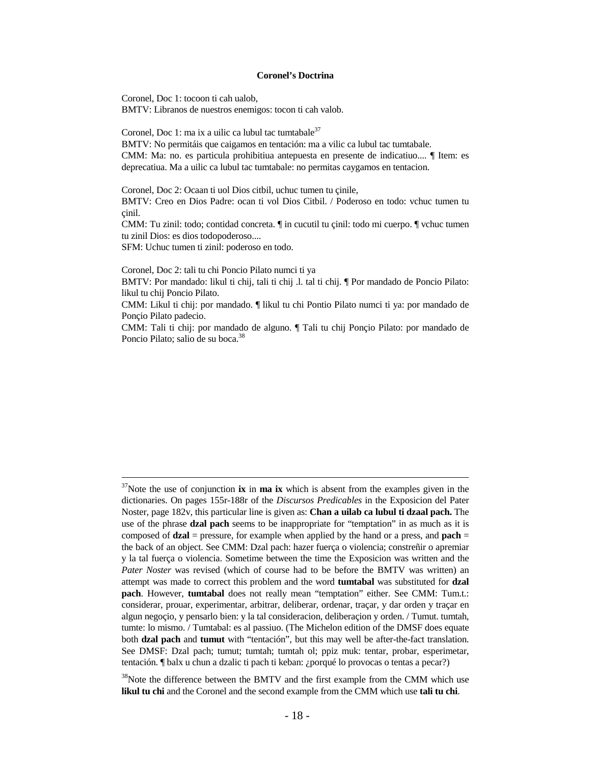**Coronel's Doctrina**

Coronel, Doc 1: tocoon ti cah ualob,
BMTV: Libranos de nuestros enemigos: tocon ti cah valob.

Coronel, Doc 1: ma ix a uilic ca lubul tac tumtabale[37]
BMTV: No permitáis que caigamos en tentación: ma a vilic ca lubul tac tumtabale.
CMM: Ma: no. es particula prohibitiua antepuesta en presente de indicatiuo.... ¶ Item: es deprecatiua. Ma a uilic ca lubul tac tumtabale: no permitas caygamos en tentacion.

Coronel, Doc 2: Ocaan ti uol Dios citbil, uchuc tumen tu çinile,
BMTV: Creo en Dios Padre: ocan ti vol Dios Citbil. / Poderoso en todo: vchuc tumen tu çinil.
CMM: Tu zinil: todo; contidad concreta. ¶ in cucutil tu çinil: todo mi cuerpo. ¶ vchuc tumen tu zinil Dios: es dios todopoderoso....
SFM: Uchuc tumen ti zinil: poderoso en todo.

Coronel, Doc 2: tali tu chi Poncio Pilato numci ti ya
BMTV: Por mandado: likul ti chij, tali ti chij .l. tal ti chij. ¶ Por mandado de Poncio Pilato: likul tu chij Poncio Pilato.
CMM: Likul ti chij: por mandado. ¶ likul tu chi Pontio Pilato numci ti ya: por mandado de Ponçio Pilato padecio.
CMM: Tali ti chij: por mandado de alguno. ¶ Tali tu chij Ponçio Pilato: por mandado de Poncio Pilato; salio de su boca.[38]

---

[37]Note the use of conjunction **ix** in **ma ix** which is absent from the examples given in the dictionaries. On pages 155r-188r of the *Discursos Predicables* in the Exposicion del Pater Noster, page 182v, this particular line is given as: **Chan a uilab ca lubul ti dzaal pach.** The use of the phrase **dzal pach** seems to be inappropriate for "temptation" in as much as it is composed of **dzal** = pressure, for example when applied by the hand or a press, and **pach** = the back of an object. See CMM: Dzal pach: hazer fuerça o violencia; constreñir o apremiar y la tal fuerça o violencia. Sometime between the time the Exposicion was written and the *Pater Noster* was revised (which of course had to be before the BMTV was written) an attempt was made to correct this problem and the word **tumtabal** was substituted for **dzal pach**. However, **tumtabal** does not really mean "temptation" either. See CMM: Tum.t.: considerar, prouar, experimentar, arbitrar, deliberar, ordenar, traçar, y dar orden y traçar en algun negoçio, y pensarlo bien: y la tal consideracion, deliberaçion y orden. / Tumut. tumtah, tumte: lo mismo. / Tumtabal: es al passiuo. (The Michelon edition of the DMSF does equate both **dzal pach** and **tumut** with "tentación", but this may well be after-the-fact translation. See DMSF: Dzal pach; tumut; tumtah; tumtah ol; ppiz muk: tentar, probar, esperimetar, tentación. ¶ balx u chun a dzalic ti pach ti keban: ¿porqué lo provocas o tentas a pecar?)

[38]Note the difference between the BMTV and the first example from the CMM which use **likul tu chi** and the Coronel and the second example from the CMM which use **tali tu chi**.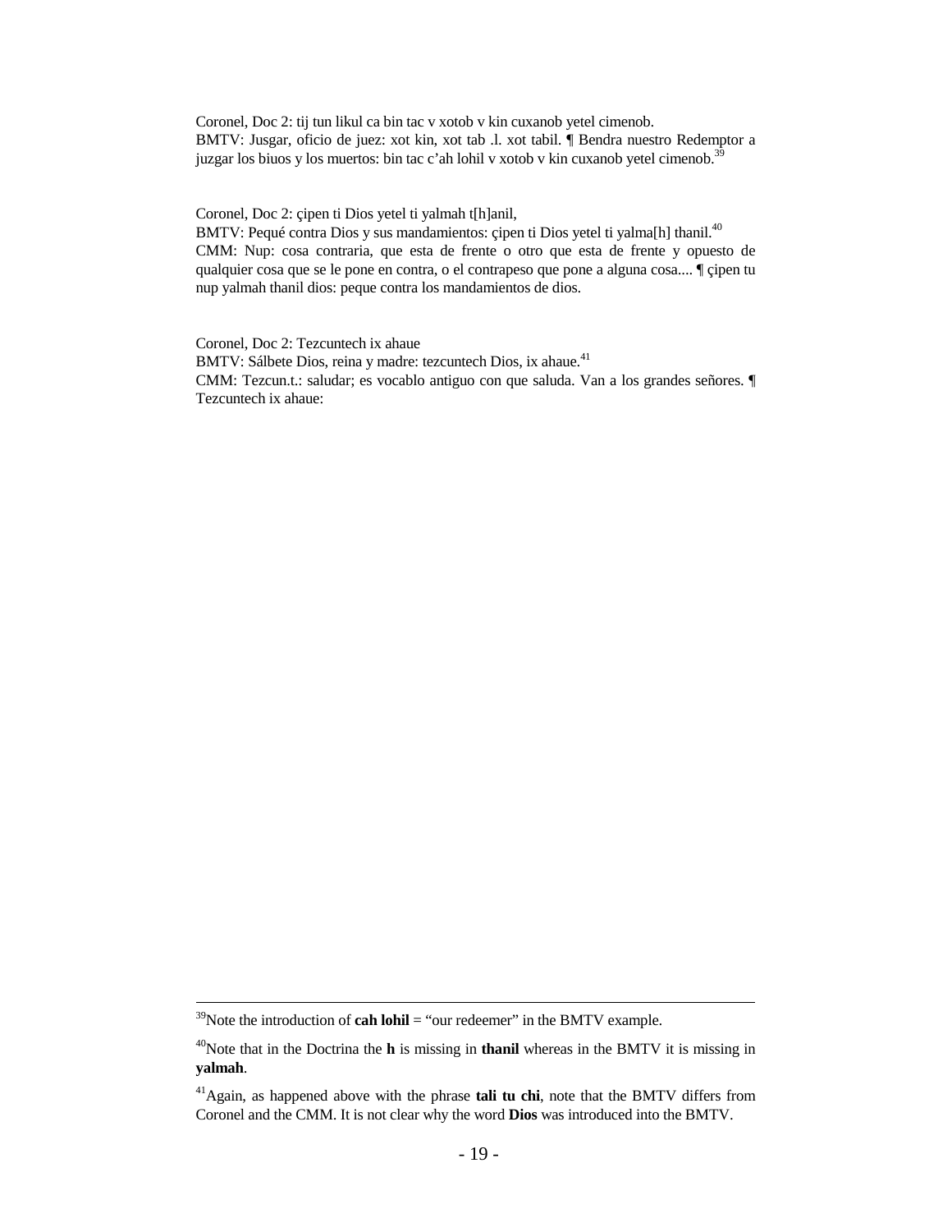Coronel, Doc 2: tij tun likul ca bin tac v xotob v kin cuxanob yetel cimenob.
BMTV: Jusgar, oficio de juez: xot kin, xot tab .l. xot tabil. ¶ Bendra nuestro Redemptor a juzgar los biuos y los muertos: bin tac c'ah lohil v xotob v kin cuxanob yetel cimenob.[39]

Coronel, Doc 2: çipen ti Dios yetel ti yalmah t[h]anil,
BMTV: Pequé contra Dios y sus mandamientos: çipen ti Dios yetel ti yalma[h] thanil.[40]
CMM: Nup: cosa contraria, que esta de frente o otro que esta de frente y opuesto de qualquier cosa que se le pone en contra, o el contrapeso que pone a alguna cosa.... ¶ çipen tu nup yalmah thanil dios: peque contra los mandamientos de dios.

Coronel, Doc 2: Tezcuntech ix ahaue
BMTV: Sálbete Dios, reina y madre: tezcuntech Dios, ix ahaue.[41]
CMM: Tezcun.t.: saludar; es vocablo antiguo con que saluda. Van a los grandes señores. ¶ Tezcuntech ix ahaue:

---

[39]Note the introduction of **cah lohil** = "our redeemer" in the BMTV example.

[40]Note that in the Doctrina the **h** is missing in **thanil** whereas in the BMTV it is missing in **yalmah**.

[41]Again, as happened above with the phrase **tali tu chi**, note that the BMTV differs from Coronel and the CMM. It is not clear why the word **Dios** was introduced into the BMTV.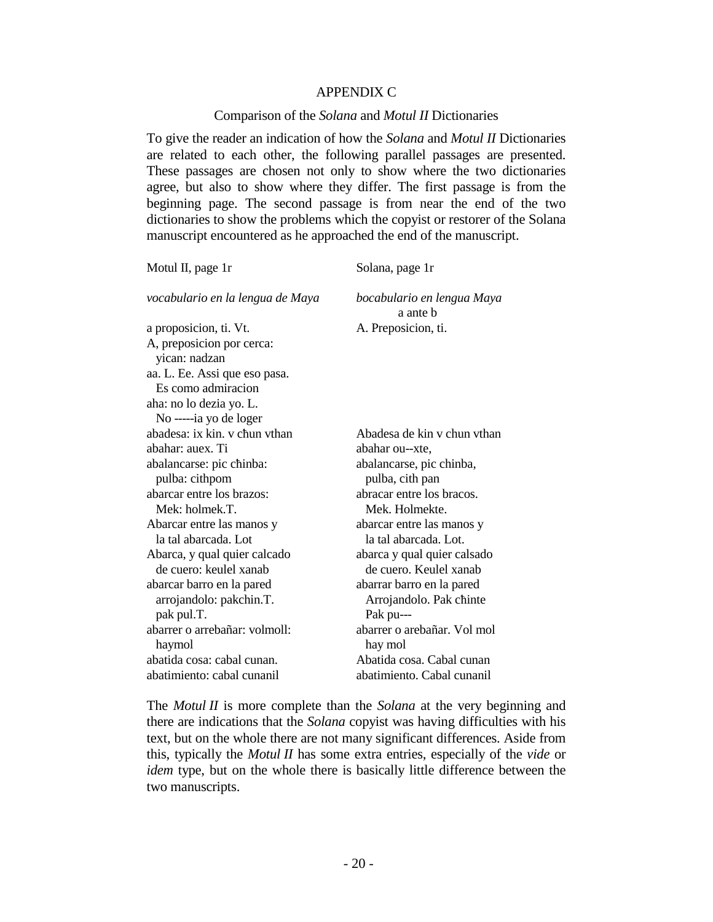## APPENDIX C

### Comparison of the *Solana* and *Motul II* Dictionaries

To give the reader an indication of how the *Solana* and *Motul II* Dictionaries are related to each other, the following parallel passages are presented. These passages are chosen not only to show where the two dictionaries agree, but also to show where they differ. The first passage is from the beginning page. The second passage is from near the end of the two dictionaries to show the problems which the copyist or restorer of the Solana manuscript encountered as he approached the end of the manuscript.

| Motul II, page 1r | Solana, page 1r |
|---|---|
| *vocabulario en la lengua de Maya* | *bocabulario en lengua Maya* a ante b |
| a proposicion, ti. Vt. | A. Preposicion, ti. |
| A, preposicion por cerca: yican: nadzan | |
| aa. L. Ee. Assi que eso pasa. Es como admiracion | |
| aha: no lo dezia yo. L. No -----ia yo de loger | |
| abadesa: ix kin. v ꞩhun vthan | Abadesa de kin v chun vthan |
| abahar: auex. Ti | abahar ou--xte, |
| abalancarse: pic ꞩhinba: pulba: cithpom | abalancarse, pic chinba, pulba, cith pan |
| abarcar entre los brazos: Mek: holmek.T. | abracar entre los bracos. Mek. Holmekte. |
| Abarcar entre las manos y la tal abarcada. Lot | abarcar entre las manos y la tal abarcada. Lot. |
| Abarca, y qual quier calcado de cuero: keulel xanab | abarca y qual quier calsado de cuero. Keulel xanab |
| abarcar barro en la pared arrojandolo: pakchin.T. pak pul.T. | abarrar barro en la pared Arrojandolo. Pak ꞩhinte Pak pu--- |
| abarrer o arrebañar: volmoll: haymol | abarrer o arebañar. Vol mol hay mol |
| abatida cosa: cabal cunan. | Abatida cosa. Cabal cunan |
| abatimiento: cabal cunanil | abatimiento. Cabal cunanil |

The *Motul II* is more complete than the *Solana* at the very beginning and there are indications that the *Solana* copyist was having difficulties with his text, but on the whole there are not many significant differences. Aside from this, typically the *Motul II* has some extra entries, especially of the *vide* or *idem* type, but on the whole there is basically little difference between the two manuscripts.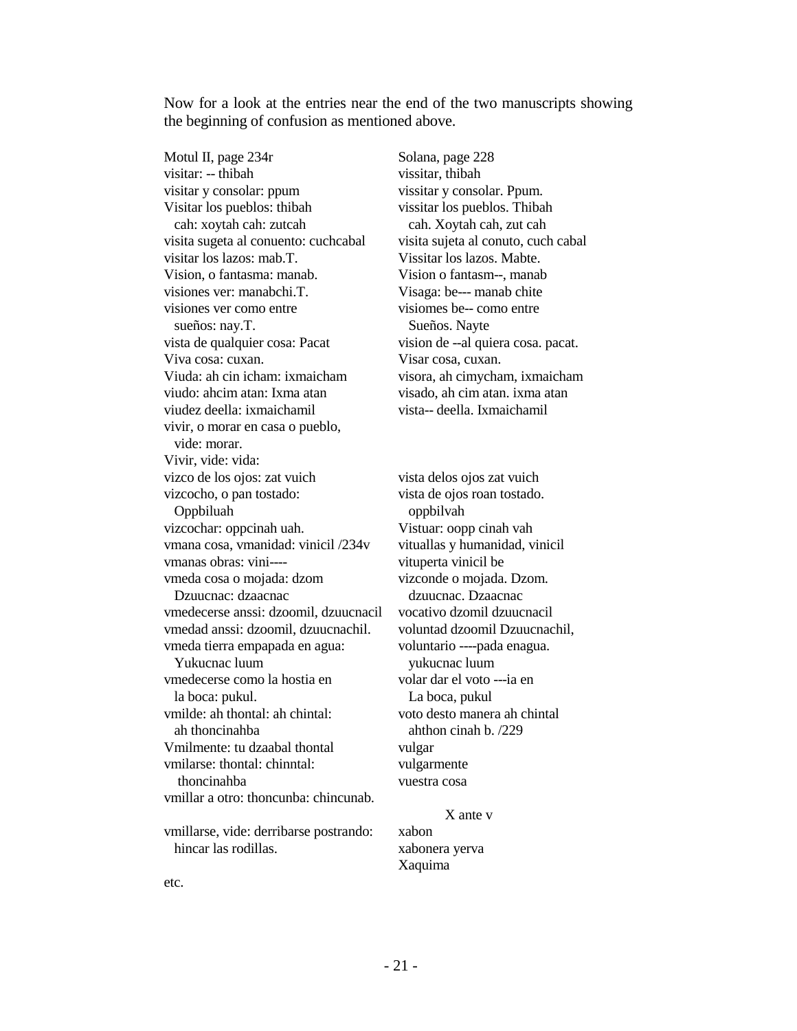Now for a look at the entries near the end of the two manuscripts showing the beginning of confusion as mentioned above.

| Motul II, page 234r | Solana, page 228 |
|---|---|
| visitar: -- thibah | vissitar, thibah |
| visitar y consolar: ppum | vissitar y consolar. Ppum. |
| Visitar los pueblos: thibah cah: xoytah cah: zutcah | vissitar los pueblos. Thibah cah. Xoytah cah, zut cah |
| visita sugeta al conuento: cuchcabal | visita sujeta al conuto, cuch cabal |
| visitar los lazos: mab.T. | Vissitar los lazos. Mabte. |
| Vision, o fantasma: manab. | Vision o fantasm--, manab |
| visiones ver: manabchi.T. | Visaga: be--- manab chite |
| visiones ver como entre sueños: nay.T. | visiomes be-- como entre Sueños. Nayte |
| vista de qualquier cosa: Pacat | vision de --al quiera cosa. pacat. |
| Viva cosa: cuxan. | Visar cosa, cuxan. |
| Viuda: ah cin icham: ixmaicham | visora, ah cimycham, ixmaicham |
| viudo: ahcim atan: Ixma atan | visado, ah cim atan. ixma atan |
| viudez deella: ixmaichamil | vista-- deella. Ixmaichamil |
| vivir, o morar en casa o pueblo, vide: morar. | |
| Vivir, vide: vida: | |
| vizco de los ojos: zat vuich | vista delos ojos zat vuich |
| vizcocho, o pan tostado: Oppbiluah | vista de ojos roan tostado. oppbilvah |
| vizcochar: oppcinah uah. | Vistuar: oopp cinah vah |
| vmana cosa, vmanidad: vinicil /234v | vituallas y humanidad, vinicil |
| vmanas obras: vini---- | vituperta vinicil be |
| vmeda cosa o mojada: dzom Dzuucnac: dzaacnac | vizconde o mojada. Dzom. dzuucnac. Dzaacnac |
| vmedecerse anssi: dzoomil, dzuucnacil | vocativo dzomil dzuucnacil |
| vmedad anssi: dzoomil, dzuucnachil. | voluntad dzoomil Dzuucnachil, |
| vmeda tierra empapada en agua: Yukucnac luum | voluntario ----pada enagua. yukucnac luum |
| vmedecerse como la hostia en la boca: pukul. | volar dar el voto ---ia en La boca, pukul |
| vmilde: ah thontal: ah chintal: ah thoncinahba | voto desto manera ah chintal ahthon cinah b. /229 |
| Vmilmente: tu dzaabal thontal | vulgar |
| vmilarse: thontal: chinntal: thoncinahba | vulgarmente |
| vmillar a otro: thoncunba: chincunab. | vuestra cosa |
| | X ante v |
| vmillarse, vide: derribarse postrando: hincar las rodillas. | xabon |
| | xabonera yerva |
| | Xaquima |

etc.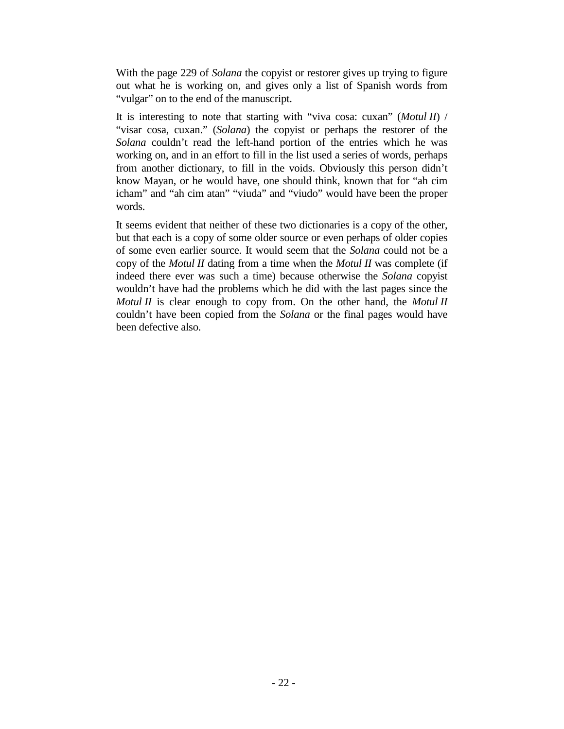With the page 229 of *Solana* the copyist or restorer gives up trying to figure out what he is working on, and gives only a list of Spanish words from "vulgar" on to the end of the manuscript.

It is interesting to note that starting with "viva cosa: cuxan" (*Motul II*) / "visar cosa, cuxan." (*Solana*) the copyist or perhaps the restorer of the *Solana* couldn't read the left-hand portion of the entries which he was working on, and in an effort to fill in the list used a series of words, perhaps from another dictionary, to fill in the voids. Obviously this person didn't know Mayan, or he would have, one should think, known that for "ah cim icham" and "ah cim atan" "viuda" and "viudo" would have been the proper words.

It seems evident that neither of these two dictionaries is a copy of the other, but that each is a copy of some older source or even perhaps of older copies of some even earlier source. It would seem that the *Solana* could not be a copy of the *Motul II* dating from a time when the *Motul II* was complete (if indeed there ever was such a time) because otherwise the *Solana* copyist wouldn't have had the problems which he did with the last pages since the *Motul II* is clear enough to copy from. On the other hand, the *Motul II* couldn't have been copied from the *Solana* or the final pages would have been defective also.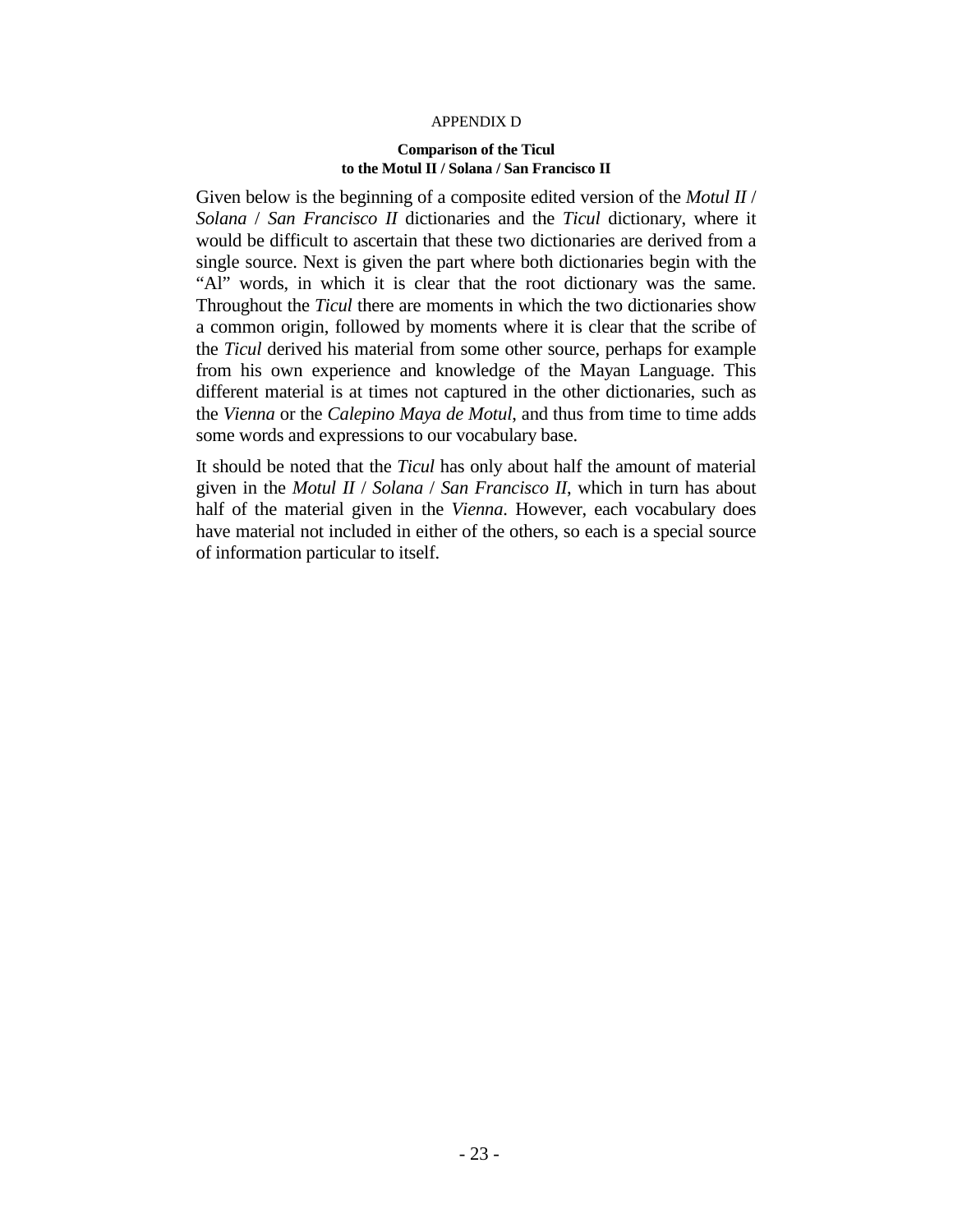# APPENDIX D

## Comparison of the Ticul to the Motul II / Solana / San Francisco II

Given below is the beginning of a composite edited version of the *Motul II* / *Solana* / *San Francisco II* dictionaries and the *Ticul* dictionary, where it would be difficult to ascertain that these two dictionaries are derived from a single source. Next is given the part where both dictionaries begin with the "Al" words, in which it is clear that the root dictionary was the same. Throughout the *Ticul* there are moments in which the two dictionaries show a common origin, followed by moments where it is clear that the scribe of the *Ticul* derived his material from some other source, perhaps for example from his own experience and knowledge of the Mayan Language. This different material is at times not captured in the other dictionaries, such as the *Vienna* or the *Calepino Maya de Motul*, and thus from time to time adds some words and expressions to our vocabulary base.

It should be noted that the *Ticul* has only about half the amount of material given in the *Motul II* / *Solana* / *San Francisco II*, which in turn has about half of the material given in the *Vienna*. However, each vocabulary does have material not included in either of the others, so each is a special source of information particular to itself.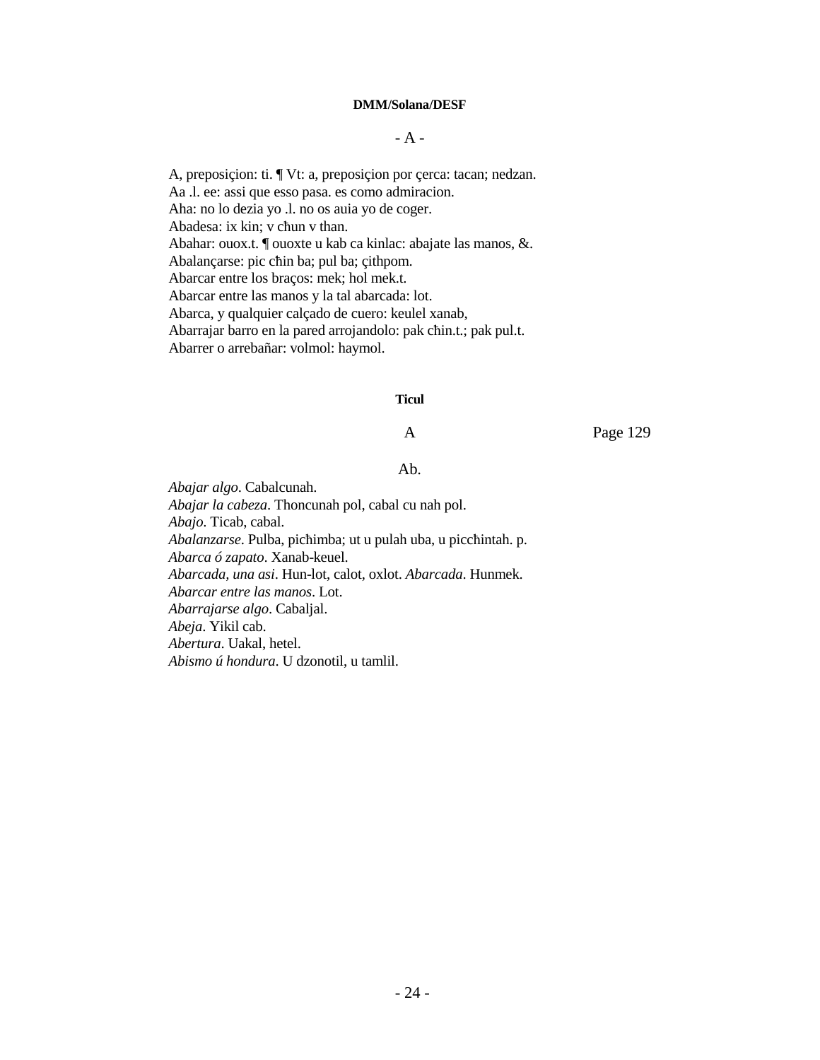**DMM/Solana/DESF**

- A -

A, preposiçion: ti. ¶ Vt: a, preposiçion por çerca: tacan; nedzan.
Aa .l. ee: assi que esso pasa. es como admiracion.
Aha: no lo dezia yo .l. no os auia yo de coger.
Abadesa: ix kin; v cħun v than.
Abahar: ouox.t. ¶ ouoxte u kab ca kinlac: abajate las manos, &.
Abalançarse: pic cħin ba; pul ba; çithpom.
Abarcar entre los braços: mek; hol mek.t.
Abarcar entre las manos y la tal abarcada: lot.
Abarca, y qualquier calçado de cuero: keulel xanab,
Abarrajar barro en la pared arrojandolo: pak cħin.t.; pak pul.t.
Abarrer o arrebañar: volmol: haymol.

**Ticul**

A Page 129

Ab.

*Abajar algo*. Cabalcunah.
*Abajar la cabeza*. Thoncunah pol, cabal cu nah pol.
*Abajo*. Ticab, cabal.
*Abalanzarse*. Pulba, picħimba; ut u pulah uba, u piccħintah. p.
*Abarca ó zapato*. Xanab-keuel.
*Abarcada, una asi*. Hun-lot, calot, oxlot. *Abarcada*. Hunmek.
*Abarcar entre las manos*. Lot.
*Abarrajarse algo*. Cabaljal.
*Abeja*. Yikil cab.
*Abertura*. Uakal, hetel.
*Abismo ú hondura*. U dzonotil, u tamlil.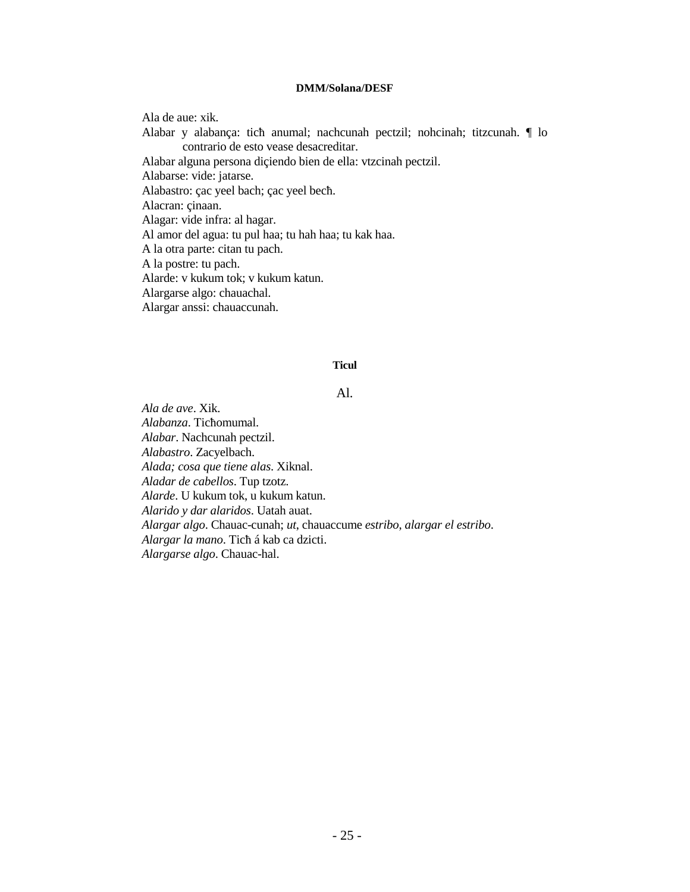**DMM/Solana/DESF**

Ala de aue: xik.
Alabar y alabança: ticħ anumal; nachcunah pectzil; nohcinah; titzcunah. ¶ lo contrario de esto vease desacreditar.
Alabar alguna persona diçiendo bien de ella: vtzcinah pectzil.
Alabarse: vide: jatarse.
Alabastro: çac yeel bach; çac yeel becħ.
Alacran: çinaan.
Alagar: vide infra: al hagar.
Al amor del agua: tu pul haa; tu hah haa; tu kak haa.
A la otra parte: citan tu pach.
A la postre: tu pach.
Alarde: v kukum tok; v kukum katun.
Alargarse algo: chauachal.
Alargar anssi: chauaccunah.

**Ticul**

Al.

*Ala de ave*. Xik.
*Alabanza*. Ticħomumal.
*Alabar*. Nachcunah pectzil.
*Alabastro*. Zacyelbach.
*Alada; cosa que tiene alas*. Xiknal.
*Aladar de cabellos*. Tup tzotz.
*Alarde*. U kukum tok, u kukum katun.
*Alarido y dar alaridos*. Uatah auat.
*Alargar algo*. Chauac-cunah; *ut*, chauaccume *estribo, alargar el estribo*.
*Alargar la mano*. Ticħ á kab ca dzicti.
*Alargarse algo*. Chauac-hal.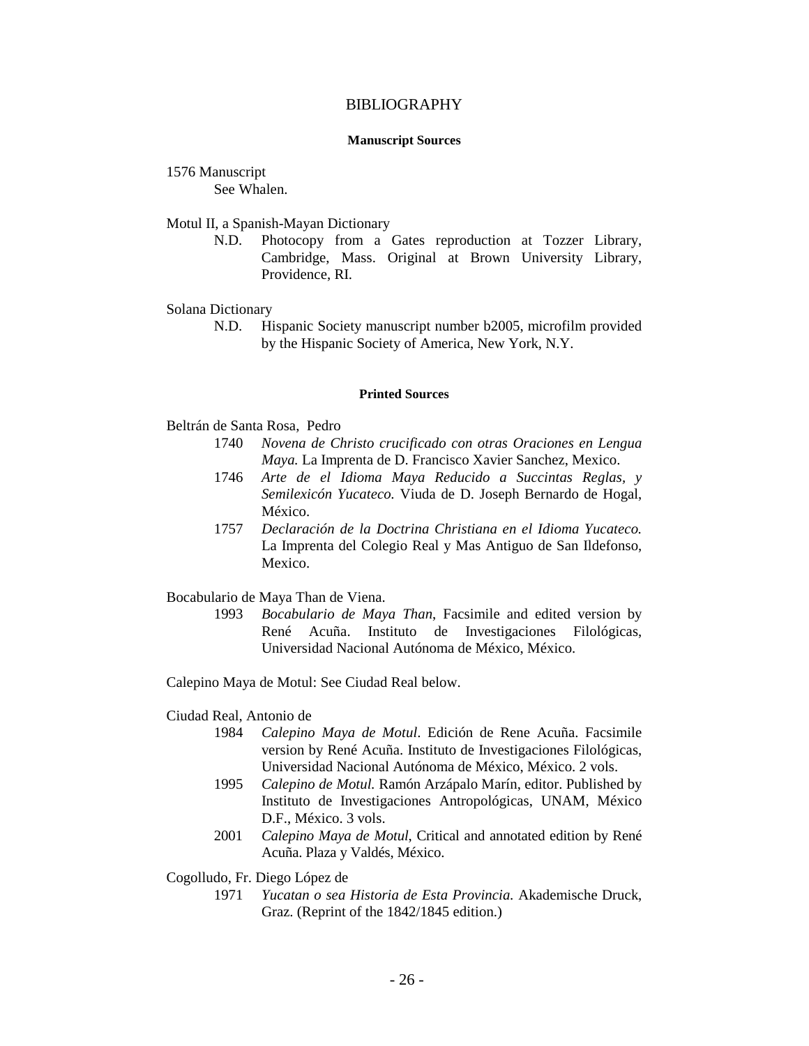# BIBLIOGRAPHY

### Manuscript Sources

1576 Manuscript
  See Whalen.

Motul II, a Spanish-Mayan Dictionary
  N.D. Photocopy from a Gates reproduction at Tozzer Library, Cambridge, Mass. Original at Brown University Library, Providence, RI.

Solana Dictionary
  N.D. Hispanic Society manuscript number b2005, microfilm provided by the Hispanic Society of America, New York, N.Y.

### Printed Sources

Beltrán de Santa Rosa, Pedro
  1740 *Novena de Christo crucificado con otras Oraciones en Lengua Maya.* La Imprenta de D. Francisco Xavier Sanchez, Mexico.
  1746 *Arte de el Idioma Maya Reducido a Succintas Reglas, y Semilexicón Yucateco.* Viuda de D. Joseph Bernardo de Hogal, México.
  1757 *Declaración de la Doctrina Christiana en el Idioma Yucateco.* La Imprenta del Colegio Real y Mas Antiguo de San Ildefonso, Mexico.

Bocabulario de Maya Than de Viena.
  1993 *Bocabulario de Maya Than*, Facsimile and edited version by René Acuña. Instituto de Investigaciones Filológicas, Universidad Nacional Autónoma de México, México.

Calepino Maya de Motul: See Ciudad Real below.

Ciudad Real, Antonio de
  1984 *Calepino Maya de Motul*. Edición de Rene Acuña. Facsimile version by René Acuña. Instituto de Investigaciones Filológicas, Universidad Nacional Autónoma de México, México. 2 vols.
  1995 *Calepino de Motul.* Ramón Arzápalo Marín, editor. Published by Instituto de Investigaciones Antropológicas, UNAM, México D.F., México. 3 vols.
  2001 *Calepino Maya de Motul*, Critical and annotated edition by René Acuña. Plaza y Valdés, México.

Cogolludo, Fr. Diego López de
  1971 *Yucatan o sea Historia de Esta Provincia.* Akademische Druck, Graz. (Reprint of the 1842/1845 edition.)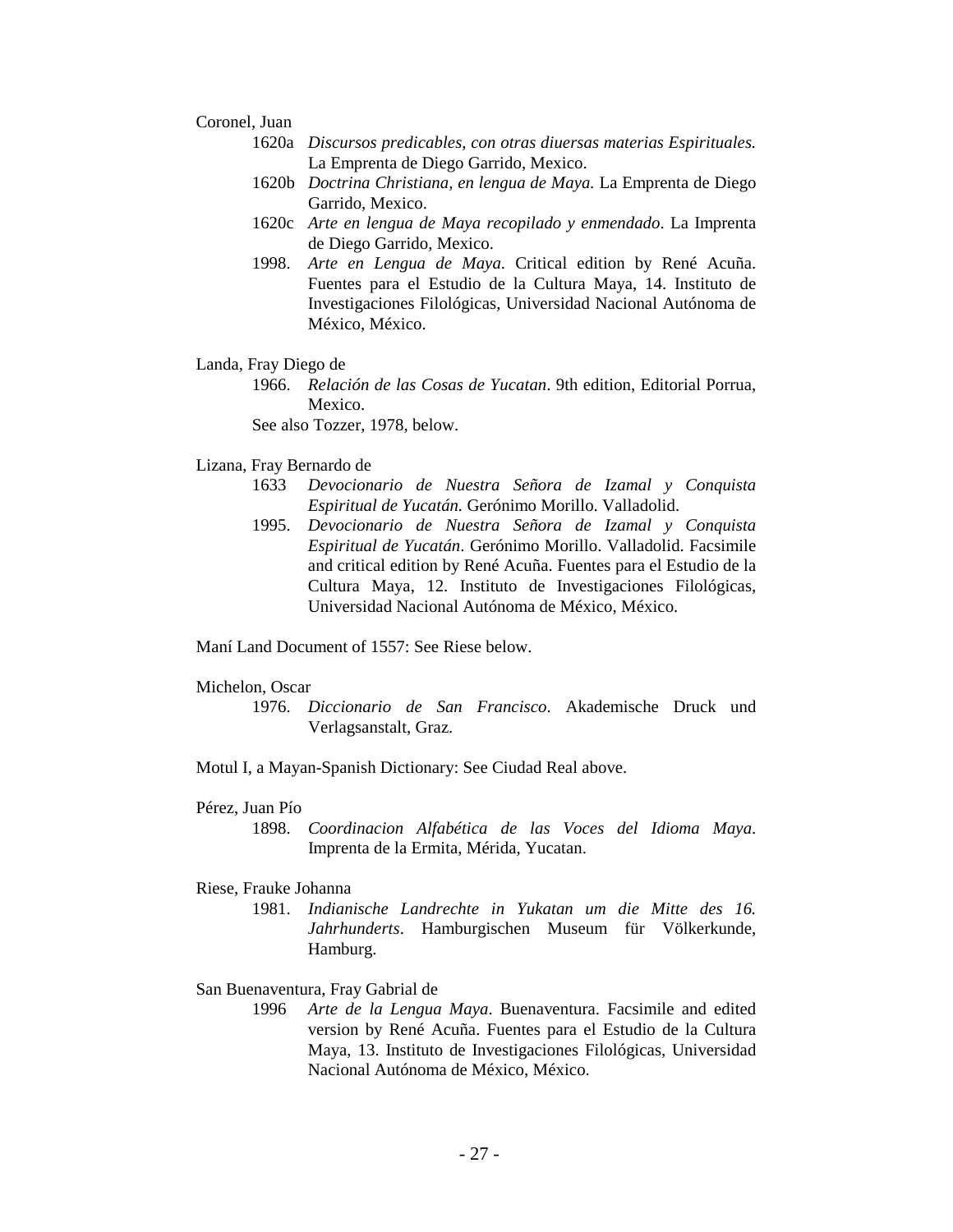Coronel, Juan

1620a *Discursos predicables, con otras diuersas materias Espirituales.* La Emprenta de Diego Garrido, Mexico.

1620b *Doctrina Christiana, en lengua de Maya.* La Emprenta de Diego Garrido, Mexico.

1620c *Arte en lengua de Maya recopilado y enmendado*. La Imprenta de Diego Garrido, Mexico.

1998. *Arte en Lengua de Maya*. Critical edition by René Acuña. Fuentes para el Estudio de la Cultura Maya, 14. Instituto de Investigaciones Filológicas, Universidad Nacional Autónoma de México, México.

Landa, Fray Diego de

1966. *Relación de las Cosas de Yucatan*. 9th edition, Editorial Porrua, Mexico.

See also Tozzer, 1978, below.

Lizana, Fray Bernardo de

1633 *Devocionario de Nuestra Señora de Izamal y Conquista Espiritual de Yucatán.* Gerónimo Morillo. Valladolid.

1995. *Devocionario de Nuestra Señora de Izamal y Conquista Espiritual de Yucatán*. Gerónimo Morillo. Valladolid. Facsimile and critical edition by René Acuña. Fuentes para el Estudio de la Cultura Maya, 12. Instituto de Investigaciones Filológicas, Universidad Nacional Autónoma de México, México.

Maní Land Document of 1557: See Riese below.

Michelon, Oscar

1976. *Diccionario de San Francisco*. Akademische Druck und Verlagsanstalt, Graz.

Motul I, a Mayan-Spanish Dictionary: See Ciudad Real above.

Pérez, Juan Pío

1898. *Coordinacion Alfabética de las Voces del Idioma Maya*. Imprenta de la Ermita, Mérida, Yucatan.

Riese, Frauke Johanna

1981. *Indianische Landrechte in Yukatan um die Mitte des 16. Jahrhunderts*. Hamburgischen Museum für Völkerkunde, Hamburg.

San Buenaventura, Fray Gabrial de

1996 *Arte de la Lengua Maya*. Buenaventura. Facsimile and edited version by René Acuña. Fuentes para el Estudio de la Cultura Maya, 13. Instituto de Investigaciones Filológicas, Universidad Nacional Autónoma de México, México.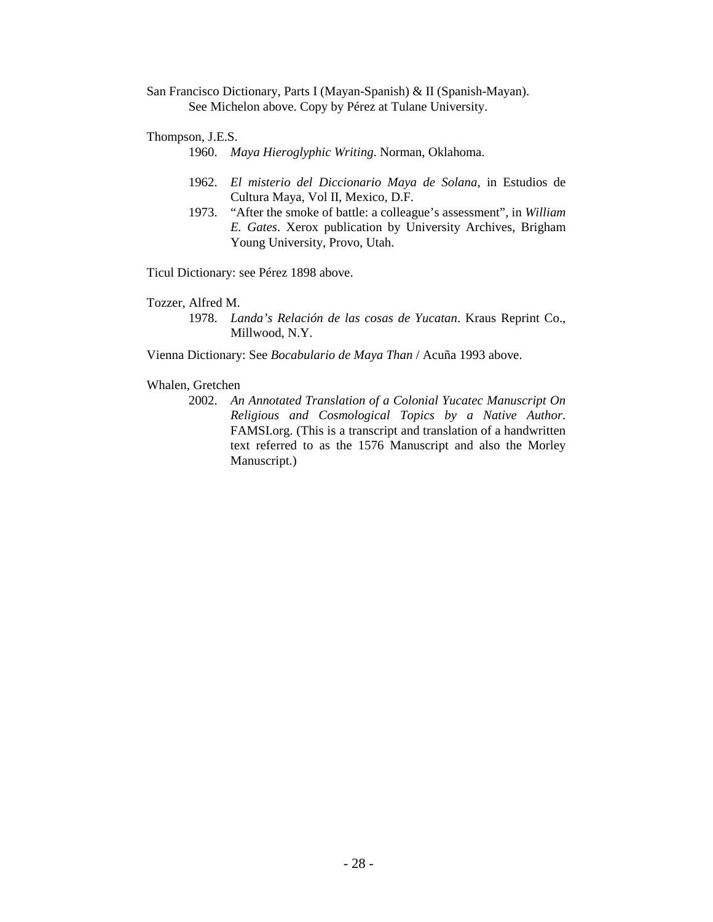San Francisco Dictionary, Parts I (Mayan-Spanish) & II (Spanish-Mayan).
See Michelon above. Copy by Pérez at Tulane University.

Thompson, J.E.S.

1960. *Maya Hieroglyphic Writing*. Norman, Oklahoma.

1962. *El misterio del Diccionario Maya de Solana*, in Estudios de Cultura Maya, Vol II, Mexico, D.F.

1973. "After the smoke of battle: a colleague's assessment", in *William E. Gates*. Xerox publication by University Archives, Brigham Young University, Provo, Utah.

Ticul Dictionary: see Pérez 1898 above.

Tozzer, Alfred M.

1978. *Landa's Relación de las cosas de Yucatan*. Kraus Reprint Co., Millwood, N.Y.

Vienna Dictionary: See *Bocabulario de Maya Than* / Acuña 1993 above.

Whalen, Gretchen

2002. *An Annotated Translation of a Colonial Yucatec Manuscript On Religious and Cosmological Topics by a Native Author*. FAMSI.org. (This is a transcript and translation of a handwritten text referred to as the 1576 Manuscript and also the Morley Manuscript.)